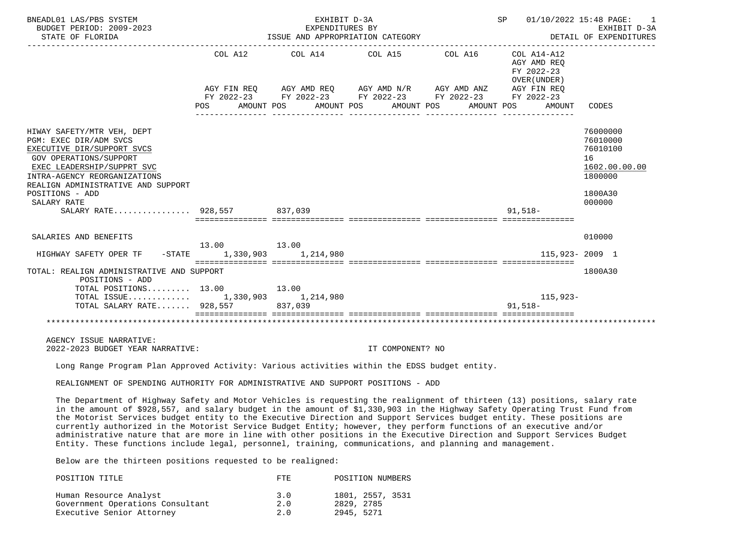BNEADL01 LAS/PBS SYSTEM
BUDGET PERIOD: 2009-2023
STATE OF FLORIDA

EXHIBIT D-3A
EXPENDITURES BY
ISSUE AND APPROPRIATION CATEGORY

SP 01/10/2022 15:48 PAGE: 1
EXHIBIT D-3A
DETAIL OF EXPENDITURES

| | COL A12 AGY FIN REQ FY 2022-23 POS | COL A12 AMOUNT | COL A14 AGY AMD REQ FY 2022-23 POS | COL A14 AMOUNT | COL A15 AGY AMD N/R FY 2022-23 POS | COL A15 AMOUNT | COL A16 AGY AMD ANZ FY 2022-23 POS | COL A16 AMOUNT | COL A14-A12 AGY AMD REQ FY 2022-23 OVER(UNDER) AGY FIN REQ FY 2022-23 POS | AMOUNT | CODES |
|---|---|---|---|---|---|---|---|---|---|---|---|
| HIWAY SAFETY/MTR VEH, DEPT | | | | | | | | | | | 76000000 |
| PGM: EXEC DIR/ADM SVCS | | | | | | | | | | | 76010000 |
| EXECUTIVE DIR/SUPPORT SVCS | | | | | | | | | | | 76010100 |
| GOV OPERATIONS/SUPPORT | | | | | | | | | | | 16 |
| EXEC LEADERSHIP/SUPPRT SVC | | | | | | | | | | | 1602.00.00.00 |
| INTRA-AGENCY REORGANIZATIONS | | | | | | | | | | | 1800000 |
| REALIGN ADMINISTRATIVE AND SUPPORT POSITIONS - ADD | | | | | | | | | | | 1800A30 |
| SALARY RATE | | | | | | | | | | | 000000 |
| SALARY RATE................ | | 928,557 | | 837,039 | | | | | | 91,518- | |
| SALARIES AND BENEFITS | | | | | | | | | | | 010000 |
| HIGHWAY SAFETY OPER TF -STATE | 13.00 | 1,330,903 | 13.00 | 1,214,980 | | | | | | 115,923- | 2009 1 |
| TOTAL: REALIGN ADMINISTRATIVE AND SUPPORT POSITIONS - ADD | | | | | | | | | | | 1800A30 |
| TOTAL POSITIONS......... | 13.00 | | 13.00 | | | | | | | | |
| TOTAL ISSUE............. | | 1,330,903 | | 1,214,980 | | | | | | 115,923- | |
| TOTAL SALARY RATE....... | | 928,557 | | 837,039 | | | | | | 91,518- | |

AGENCY ISSUE NARRATIVE:
2022-2023 BUDGET YEAR NARRATIVE: IT COMPONENT? NO

Long Range Program Plan Approved Activity: Various activities within the EDSS budget entity.

REALIGNMENT OF SPENDING AUTHORITY FOR ADMINISTRATIVE AND SUPPORT POSITIONS - ADD

The Department of Highway Safety and Motor Vehicles is requesting the realignment of thirteen (13) positions, salary rate in the amount of $928,557, and salary budget in the amount of $1,330,903 in the Highway Safety Operating Trust Fund from the Motorist Services budget entity to the Executive Direction and Support Services budget entity. These positions are currently authorized in the Motorist Service Budget Entity; however, they perform functions of an executive and/or administrative nature that are more in line with other positions in the Executive Direction and Support Services Budget Entity. These functions include legal, personnel, training, communications, and planning and management.

Below are the thirteen positions requested to be realigned:

| POSITION TITLE | FTE | POSITION NUMBERS |
|---|---|---|
| Human Resource Analyst | 3.0 | 1801, 2557, 3531 |
| Government Operations Consultant | 2.0 | 2829, 2785 |
| Executive Senior Attorney | 2.0 | 2945, 5271 |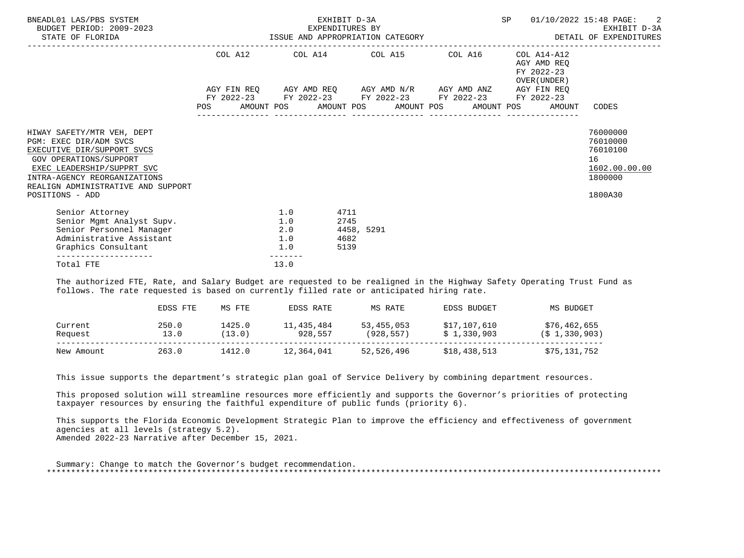BNEADL01 LAS/PBS SYSTEM — EXHIBIT D-3A — EXPENDITURES BY ISSUE AND APPROPRIATION CATEGORY — SP 01/10/2022 15:48

BUDGET PERIOD: 2009-2023 — STATE OF FLORIDA — EXHIBIT D-3A DETAIL OF EXPENDITURES

| | COL A12 AGY FIN REQ FY 2022-23 POS AMOUNT | COL A14 AGY AMD REQ FY 2022-23 POS AMOUNT | COL A15 AGY AMD N/R FY 2022-23 POS AMOUNT | COL A16 AGY AMD ANZ FY 2022-23 POS AMOUNT | COL A14-A12 AGY AMD REQ FY 2022-23 OVER(UNDER) AGY FIN REQ FY 2022-23 POS AMOUNT | CODES |
|---|---|---|---|---|---|---|
| HIWAY SAFETY/MTR VEH, DEPT | | | | | | 76000000 |
| PGM: EXEC DIR/ADM SVCS | | | | | | 76010000 |
| EXECUTIVE DIR/SUPPORT SVCS | | | | | | 76010100 |
| GOV OPERATIONS/SUPPORT | | | | | | 16 |
| EXEC LEADERSHIP/SUPPRT SVC | | | | | | 1602.00.00.00 |
| INTRA-AGENCY REORGANIZATIONS | | | | | | 1800000 |
| REALIGN ADMINISTRATIVE AND SUPPORT POSITIONS - ADD | | | | | | 1800A30 |

| Position | FTE | Class Code |
|---|---|---|
| Senior Attorney | 1.0 | 4711 |
| Senior Mgmt Analyst Supv. | 1.0 | 2745 |
| Senior Personnel Manager | 2.0 | 4458, 5291 |
| Administrative Assistant | 1.0 | 4682 |
| Graphics Consultant | 1.0 | 5139 |
| Total FTE | 13.0 | |

The authorized FTE, Rate, and Salary Budget are requested to be realigned in the Highway Safety Operating Trust Fund as follows. The rate requested is based on currently filled rate or anticipated hiring rate.

| | EDSS FTE | MS FTE | EDSS RATE | MS RATE | EDSS BUDGET | MS BUDGET |
|---|---|---|---|---|---|---|
| Current | 250.0 | 1425.0 | 11,435,484 | 53,455,053 | $17,107,610 | $76,462,655 |
| Request | 13.0 | (13.0) | 928,557 | (928,557) | $ 1,330,903 | ($ 1,330,903) |
| New Amount | 263.0 | 1412.0 | 12,364,041 | 52,526,496 | $18,438,513 | $75,131,752 |

This issue supports the department's strategic plan goal of Service Delivery by combining department resources.

This proposed solution will streamline resources more efficiently and supports the Governor's priorities of protecting taxpayer resources by ensuring the faithful expenditure of public funds (priority 6).

This supports the Florida Economic Development Strategic Plan to improve the efficiency and effectiveness of government agencies at all levels (strategy 5.2).
Amended 2022-23 Narrative after December 15, 2021.

Summary: Change to match the Governor's budget recommendation.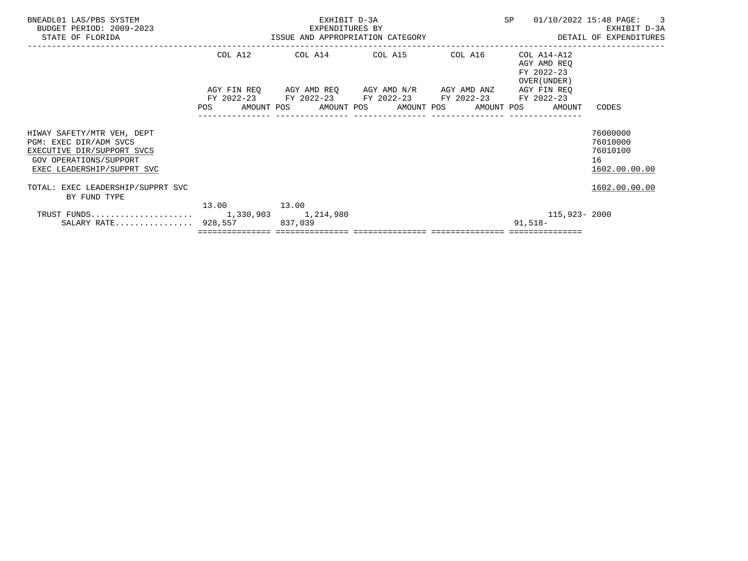BNEADL01 LAS/PBS SYSTEM — EXHIBIT D-3A — SP 01/10/2022 15:48

BUDGET PERIOD: 2009-2023 — EXPENDITURES BY — EXHIBIT D-3A

STATE OF FLORIDA — ISSUE AND APPROPRIATION CATEGORY — DETAIL OF EXPENDITURES

| | COL A12 AGY FIN REQ FY 2022-23 POS | AMOUNT | COL A14 AGY AMD REQ FY 2022-23 POS | AMOUNT | COL A15 AGY AMD N/R FY 2022-23 POS | AMOUNT | COL A16 AGY AMD ANZ FY 2022-23 POS | AMOUNT | COL A14-A12 AGY AMD REQ FY 2022-23 OVER(UNDER) AGY FIN REQ FY 2022-23 POS | AMOUNT | CODES |
|---|---|---|---|---|---|---|---|---|---|---|---|
| HIWAY SAFETY/MTR VEH, DEPT | | | | | | | | | | | 76000000 |
| PGM: EXEC DIR/ADM SVCS | | | | | | | | | | | 76010000 |
| EXECUTIVE DIR/SUPPORT SVCS | | | | | | | | | | | 76010100 |
| GOV OPERATIONS/SUPPORT | | | | | | | | | | | 16 |
| EXEC LEADERSHIP/SUPPRT SVC | | | | | | | | | | | 1602.00.00.00 |
| TOTAL: EXEC LEADERSHIP/SUPPRT SVC | | | | | | | | | | | 1602.00.00.00 |
| BY FUND TYPE | | | | | | | | | | | |
| TRUST FUNDS | 13.00 | 1,330,903 | 13.00 | 1,214,980 | | | | | | 115,923- | 2000 |
| SALARY RATE | 928,557 | | 837,039 | | | | | | 91,518- | | |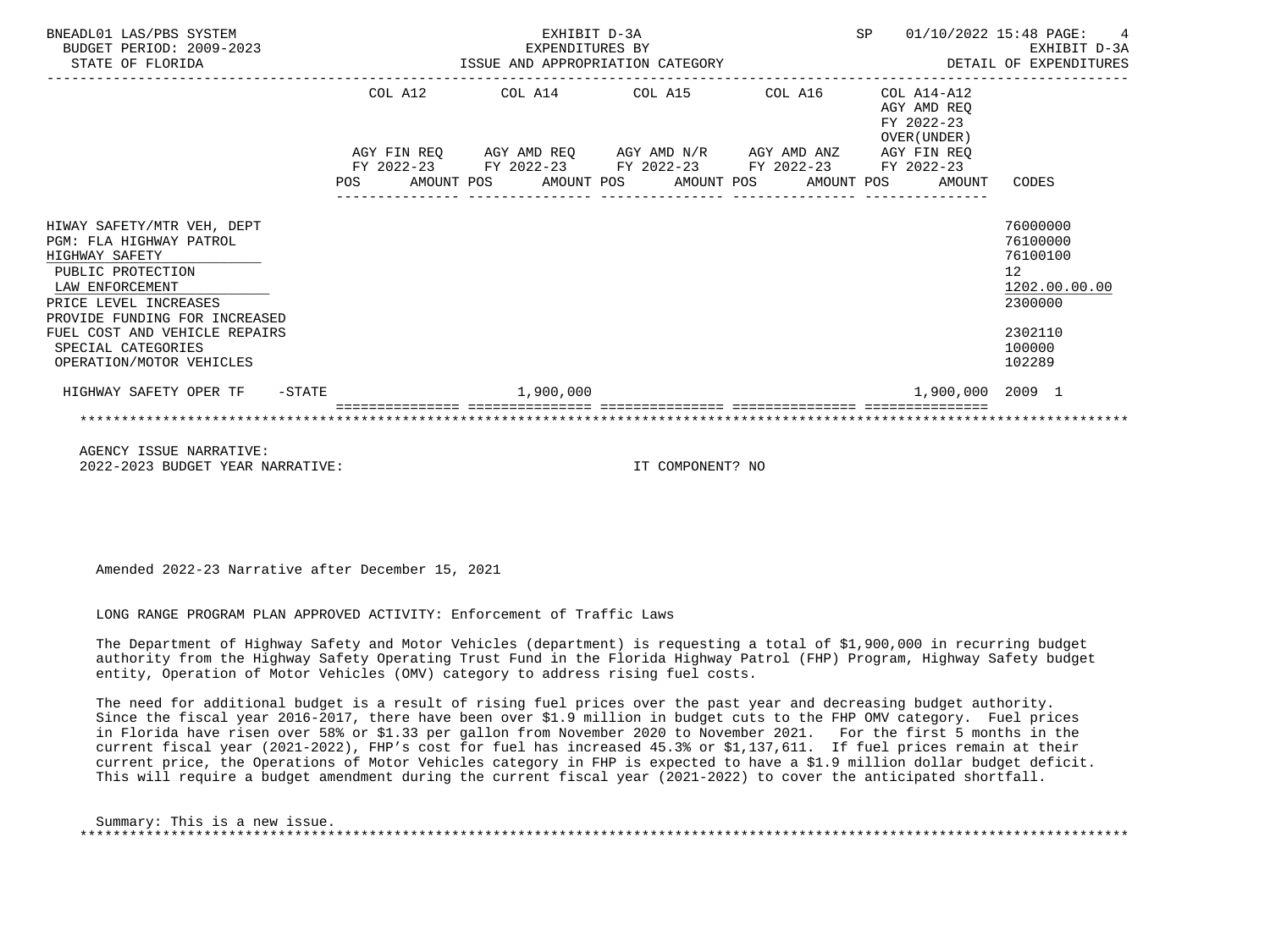BNEADL01 LAS/PBS SYSTEM
BUDGET PERIOD: 2009-2023
STATE OF FLORIDA

EXHIBIT D-3A
EXPENDITURES BY
ISSUE AND APPROPRIATION CATEGORY

SP 01/10/2022 15:48
EXHIBIT D-3A
DETAIL OF EXPENDITURES

| | COL A12 AGY FIN REQ FY 2022-23 POS AMOUNT | COL A14 AGY AMD REQ FY 2022-23 POS AMOUNT | COL A15 AGY AMD N/R FY 2022-23 POS AMOUNT | COL A16 AGY AMD ANZ FY 2022-23 POS AMOUNT | COL A14-A12 AGY AMD REQ FY 2022-23 OVER(UNDER) AGY FIN REQ FY 2022-23 POS AMOUNT | CODES |
|---|---|---|---|---|---|---|
| HIWAY SAFETY/MTR VEH, DEPT | | | | | | 76000000 |
| PGM: FLA HIGHWAY PATROL | | | | | | 76100000 |
| HIGHWAY SAFETY | | | | | | 76100100 |
| PUBLIC PROTECTION | | | | | | 12 |
| LAW ENFORCEMENT | | | | | | 1202.00.00.00 |
| PRICE LEVEL INCREASES | | | | | | 2300000 |
| PROVIDE FUNDING FOR INCREASED FUEL COST AND VEHICLE REPAIRS | | | | | | 2302110 |
| SPECIAL CATEGORIES | | | | | | 100000 |
| OPERATION/MOTOR VEHICLES | | | | | | 102289 |
| HIGHWAY SAFETY OPER TF -STATE | | 1,900,000 | | | 1,900,000 | 2009 1 |

AGENCY ISSUE NARRATIVE:
2022-2023 BUDGET YEAR NARRATIVE: IT COMPONENT? NO

Amended 2022-23 Narrative after December 15, 2021

LONG RANGE PROGRAM PLAN APPROVED ACTIVITY: Enforcement of Traffic Laws

The Department of Highway Safety and Motor Vehicles (department) is requesting a total of $1,900,000 in recurring budget authority from the Highway Safety Operating Trust Fund in the Florida Highway Patrol (FHP) Program, Highway Safety budget entity, Operation of Motor Vehicles (OMV) category to address rising fuel costs.

The need for additional budget is a result of rising fuel prices over the past year and decreasing budget authority. Since the fiscal year 2016-2017, there have been over $1.9 million in budget cuts to the FHP OMV category. Fuel prices in Florida have risen over 58% or $1.33 per gallon from November 2020 to November 2021. For the first 5 months in the current fiscal year (2021-2022), FHP's cost for fuel has increased 45.3% or $1,137,611. If fuel prices remain at their current price, the Operations of Motor Vehicles category in FHP is expected to have a $1.9 million dollar budget deficit. This will require a budget amendment during the current fiscal year (2021-2022) to cover the anticipated shortfall.

Summary: This is a new issue.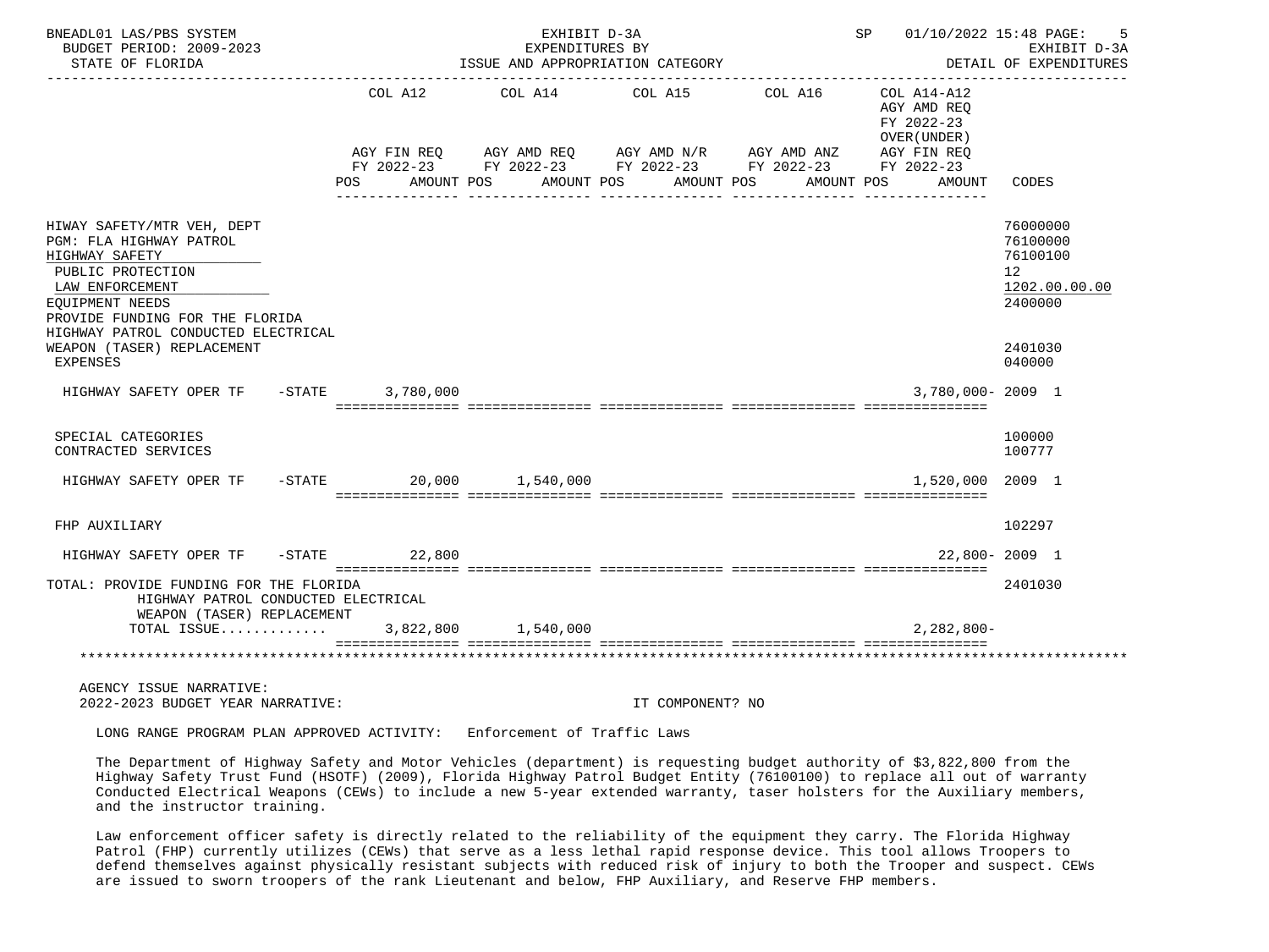BNEADL01 LAS/PBS SYSTEM | BUDGET PERIOD: 2009-2023 | STATE OF FLORIDA

EXHIBIT D-3A
EXPENDITURES BY
ISSUE AND APPROPRIATION CATEGORY

SP 01/10/2022 15:48 | EXHIBIT D-3A | DETAIL OF EXPENDITURES

| | COL A12 AGY FIN REQ FY 2022-23 POS AMOUNT | COL A14 AGY AMD REQ FY 2022-23 POS AMOUNT | COL A15 AGY AMD N/R FY 2022-23 POS AMOUNT | COL A16 AGY AMD ANZ FY 2022-23 POS AMOUNT | COL A14-A12 AGY AMD REQ FY 2022-23 OVER(UNDER) AGY FIN REQ FY 2022-23 POS AMOUNT | CODES |
|---|---|---|---|---|---|---|
| HIWAY SAFETY/MTR VEH, DEPT | | | | | | 76000000 |
| PGM: FLA HIGHWAY PATROL | | | | | | 76100000 |
| HIGHWAY SAFETY | | | | | | 76100100 |
| PUBLIC PROTECTION | | | | | | 12 |
| LAW ENFORCEMENT | | | | | | 1202.00.00.00 |
| EQUIPMENT NEEDS | | | | | | 2400000 |
| PROVIDE FUNDING FOR THE FLORIDA HIGHWAY PATROL CONDUCTED ELECTRICAL WEAPON (TASER) REPLACEMENT | | | | | | 2401030 |
| EXPENSES | | | | | | 040000 |
| HIGHWAY SAFETY OPER TF -STATE | 3,780,000 | | | | 3,780,000- | 2009 1 |
| SPECIAL CATEGORIES | | | | | | 100000 |
| CONTRACTED SERVICES | | | | | | 100777 |
| HIGHWAY SAFETY OPER TF -STATE | 20,000 | 1,540,000 | | | 1,520,000 | 2009 1 |
| FHP AUXILIARY | | | | | | 102297 |
| HIGHWAY SAFETY OPER TF -STATE | 22,800 | | | | 22,800- | 2009 1 |
| TOTAL: PROVIDE FUNDING FOR THE FLORIDA HIGHWAY PATROL CONDUCTED ELECTRICAL WEAPON (TASER) REPLACEMENT | | | | | | 2401030 |
| TOTAL ISSUE............ | 3,822,800 | 1,540,000 | | | 2,282,800- | |

AGENCY ISSUE NARRATIVE:
2022-2023 BUDGET YEAR NARRATIVE: IT COMPONENT? NO

LONG RANGE PROGRAM PLAN APPROVED ACTIVITY: Enforcement of Traffic Laws

The Department of Highway Safety and Motor Vehicles (department) is requesting budget authority of $3,822,800 from the Highway Safety Trust Fund (HSOTF) (2009), Florida Highway Patrol Budget Entity (76100100) to replace all out of warranty Conducted Electrical Weapons (CEWs) to include a new 5-year extended warranty, taser holsters for the Auxiliary members, and the instructor training.

Law enforcement officer safety is directly related to the reliability of the equipment they carry. The Florida Highway Patrol (FHP) currently utilizes (CEWs) that serve as a less lethal rapid response device. This tool allows Troopers to defend themselves against physically resistant subjects with reduced risk of injury to both the Trooper and suspect. CEWs are issued to sworn troopers of the rank Lieutenant and below, FHP Auxiliary, and Reserve FHP members.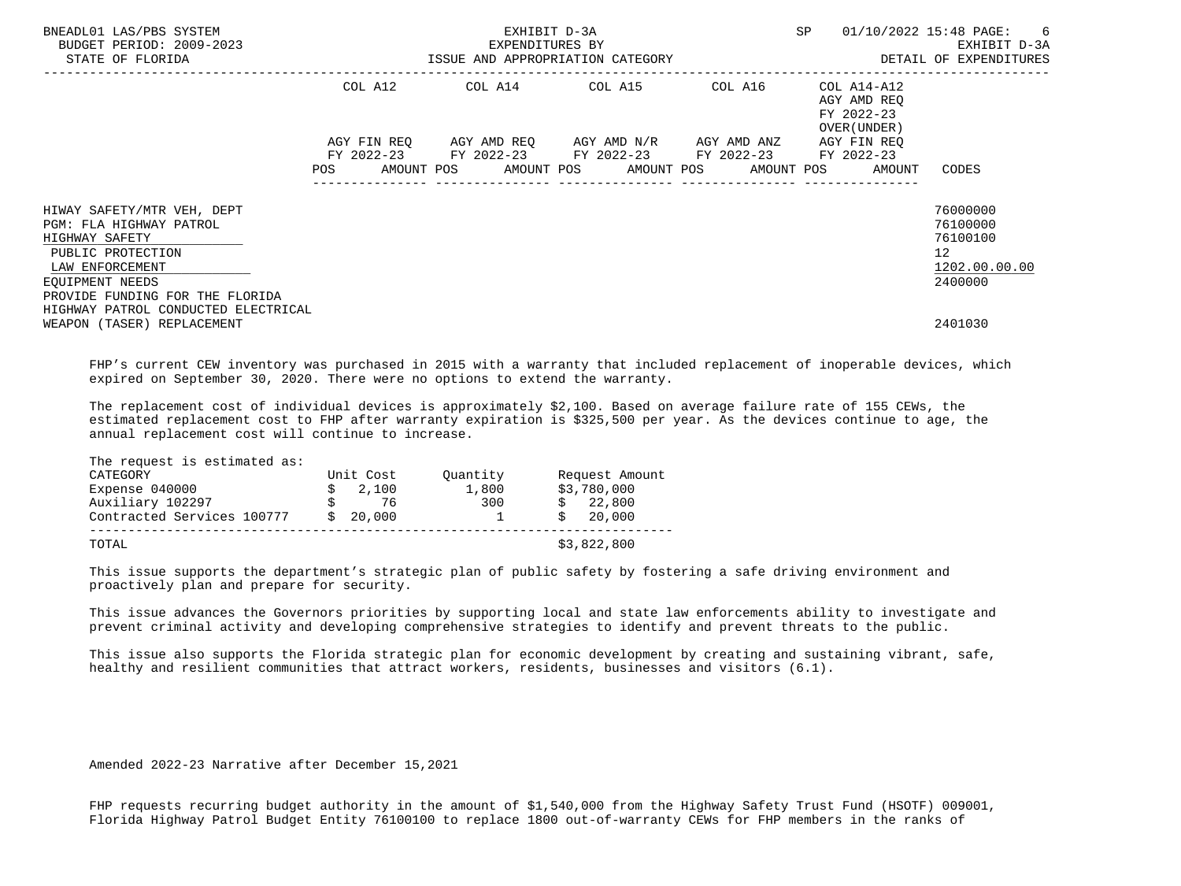BNEADL01 LAS/PBS SYSTEM
BUDGET PERIOD: 2009-2023
STATE OF FLORIDA

EXHIBIT D-3A
EXPENDITURES BY
ISSUE AND APPROPRIATION CATEGORY

SP 01/10/2022 15:48 PAGE: 6
EXHIBIT D-3A
DETAIL OF EXPENDITURES

| | COL A12 AGY FIN REQ FY 2022-23 POS AMOUNT | COL A14 AGY AMD REQ FY 2022-23 POS AMOUNT | COL A15 AGY AMD N/R FY 2022-23 POS AMOUNT | COL A16 AGY AMD ANZ FY 2022-23 POS AMOUNT | COL A14-A12 AGY AMD REQ FY 2022-23 OVER(UNDER) AGY FIN REQ FY 2022-23 POS AMOUNT | CODES |
|---|---|---|---|---|---|---|
| HIWAY SAFETY/MTR VEH, DEPT | | | | | | 76000000 |
| PGM: FLA HIGHWAY PATROL | | | | | | 76100000 |
| HIGHWAY SAFETY | | | | | | 76100100 |
| PUBLIC PROTECTION | | | | | | 12 |
| LAW ENFORCEMENT | | | | | | 1202.00.00.00 |
| EQUIPMENT NEEDS | | | | | | 2400000 |
| PROVIDE FUNDING FOR THE FLORIDA HIGHWAY PATROL CONDUCTED ELECTRICAL WEAPON (TASER) REPLACEMENT | | | | | | 2401030 |

FHP's current CEW inventory was purchased in 2015 with a warranty that included replacement of inoperable devices, which expired on September 30, 2020. There were no options to extend the warranty.

The replacement cost of individual devices is approximately $2,100. Based on average failure rate of 155 CEWs, the estimated replacement cost to FHP after warranty expiration is $325,500 per year. As the devices continue to age, the annual replacement cost will continue to increase.

The request is estimated as:

| CATEGORY | Unit Cost | Quantity | Request Amount |
|---|---|---|---|
| Expense 040000 | $ 2,100 | 1,800 | $3,780,000 |
| Auxiliary 102297 | $ 76 | 300 | $ 22,800 |
| Contracted Services 100777 | $ 20,000 | 1 | $ 20,000 |
| TOTAL | | | $3,822,800 |

This issue supports the department's strategic plan of public safety by fostering a safe driving environment and proactively plan and prepare for security.

This issue advances the Governors priorities by supporting local and state law enforcements ability to investigate and prevent criminal activity and developing comprehensive strategies to identify and prevent threats to the public.

This issue also supports the Florida strategic plan for economic development by creating and sustaining vibrant, safe, healthy and resilient communities that attract workers, residents, businesses and visitors (6.1).

Amended 2022-23 Narrative after December 15,2021

FHP requests recurring budget authority in the amount of $1,540,000 from the Highway Safety Trust Fund (HSOTF) 009001, Florida Highway Patrol Budget Entity 76100100 to replace 1800 out-of-warranty CEWs for FHP members in the ranks of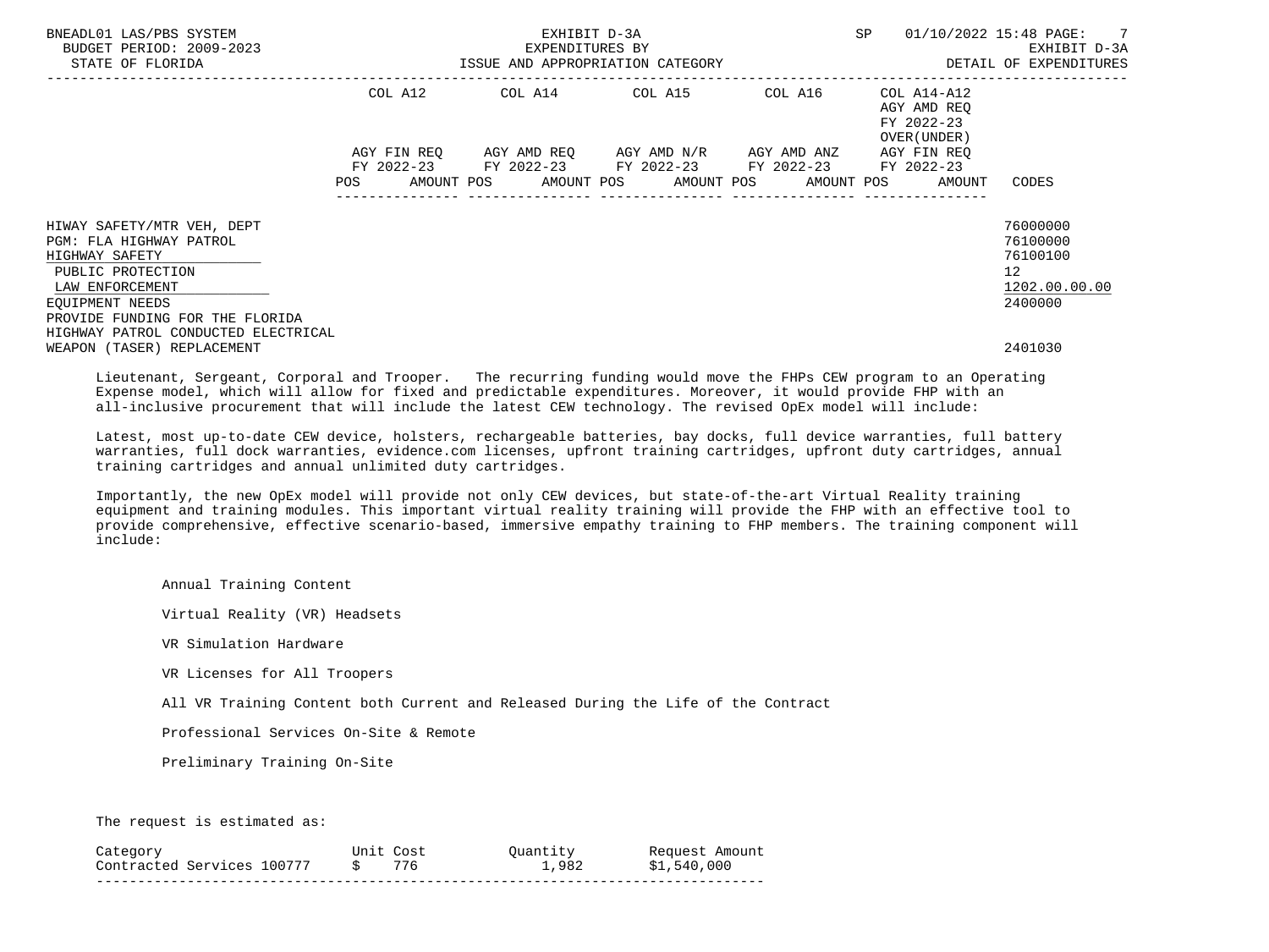| | COL A12 | COL A14 | COL A15 | COL A16 | COL A14-A12 AGY AMD REQ FY 2022-23 OVER(UNDER) | |
|---|---|---|---|---|---|---|
| | AGY FIN REQ FY 2022-23 | AGY AMD REQ FY 2022-23 | AGY AMD N/R FY 2022-23 | AGY AMD ANZ FY 2022-23 | AGY FIN REQ FY 2022-23 | |
| | POS AMOUNT | POS AMOUNT | POS AMOUNT | POS AMOUNT | POS AMOUNT | CODES |
| HIWAY SAFETY/MTR VEH, DEPT | | | | | | 76000000 |
| PGM: FLA HIGHWAY PATROL | | | | | | 76100000 |
| HIGHWAY SAFETY | | | | | | 76100100 |
| PUBLIC PROTECTION | | | | | | 12 |
| LAW ENFORCEMENT | | | | | | 1202.00.00.00 |
| EQUIPMENT NEEDS | | | | | | 2400000 |
| PROVIDE FUNDING FOR THE FLORIDA HIGHWAY PATROL CONDUCTED ELECTRICAL WEAPON (TASER) REPLACEMENT | | | | | | 2401030 |

Lieutenant, Sergeant, Corporal and Trooper. The recurring funding would move the FHPs CEW program to an Operating Expense model, which will allow for fixed and predictable expenditures. Moreover, it would provide FHP with an all-inclusive procurement that will include the latest CEW technology. The revised OpEx model will include:

Latest, most up-to-date CEW device, holsters, rechargeable batteries, bay docks, full device warranties, full battery warranties, full dock warranties, evidence.com licenses, upfront training cartridges, upfront duty cartridges, annual training cartridges and annual unlimited duty cartridges.

Importantly, the new OpEx model will provide not only CEW devices, but state-of-the-art Virtual Reality training equipment and training modules. This important virtual reality training will provide the FHP with an effective tool to provide comprehensive, effective scenario-based, immersive empathy training to FHP members. The training component will include:

Annual Training Content

Virtual Reality (VR) Headsets

VR Simulation Hardware

VR Licenses for All Troopers

All VR Training Content both Current and Released During the Life of the Contract

Professional Services On-Site & Remote

Preliminary Training On-Site

The request is estimated as:

| Category | Unit Cost | Quantity | Request Amount |
|---|---|---|---|
| Contracted Services 100777 | $ 776 | 1,982 | $1,540,000 |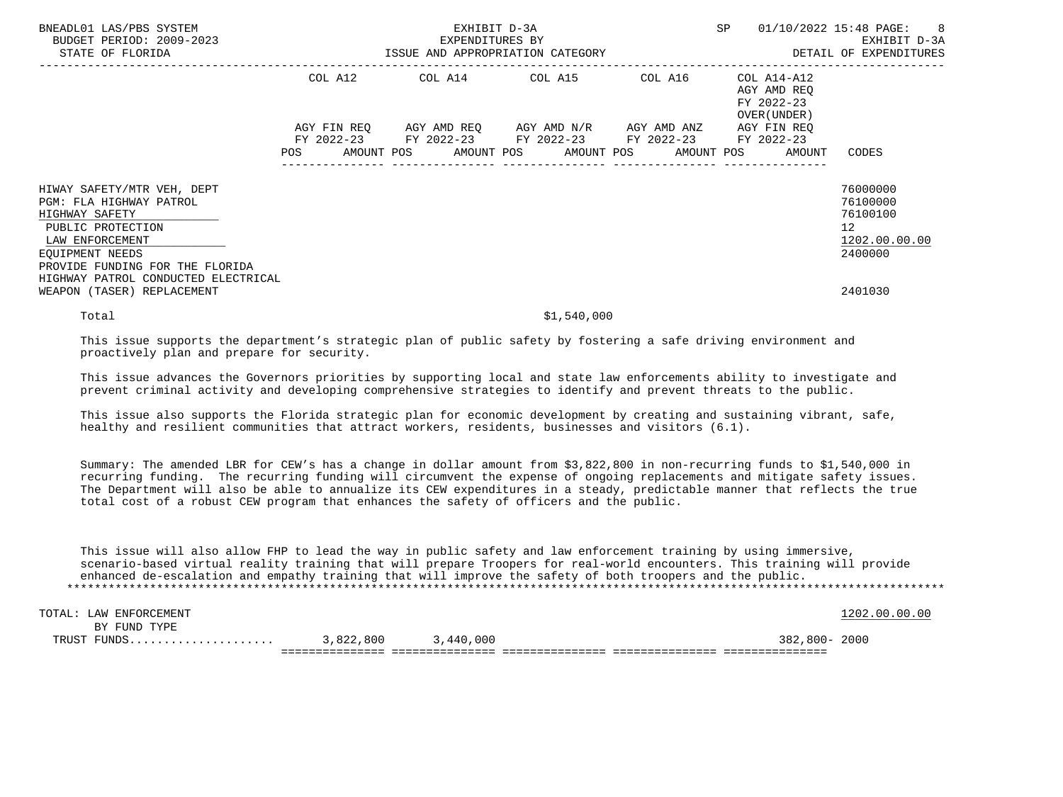BNEADL01 LAS/PBS SYSTEM — EXHIBIT D-3A — SP 01/10/2022 15:48
BUDGET PERIOD: 2009-2023 — EXPENDITURES BY — EXHIBIT D-3A
STATE OF FLORIDA — ISSUE AND APPROPRIATION CATEGORY — DETAIL OF EXPENDITURES

| | COL A12 AGY FIN REQ FY 2022-23 POS AMOUNT | COL A14 AGY AMD REQ FY 2022-23 POS AMOUNT | COL A15 AGY AMD N/R FY 2022-23 POS AMOUNT | COL A16 AGY AMD ANZ FY 2022-23 POS AMOUNT | COL A14-A12 AGY AMD REQ FY 2022-23 OVER(UNDER) AGY FIN REQ FY 2022-23 POS AMOUNT | CODES |
|---|---|---|---|---|---|---|
| HIWAY SAFETY/MTR VEH, DEPT | | | | | | 76000000 |
| PGM: FLA HIGHWAY PATROL | | | | | | 76100000 |
| HIGHWAY SAFETY | | | | | | 76100100 |
| PUBLIC PROTECTION | | | | | | 12 |
| LAW ENFORCEMENT | | | | | | 1202.00.00.00 |
| EQUIPMENT NEEDS | | | | | | 2400000 |
| PROVIDE FUNDING FOR THE FLORIDA HIGHWAY PATROL CONDUCTED ELECTRICAL WEAPON (TASER) REPLACEMENT | | | | | | 2401030 |

Total $1,540,000

This issue supports the department's strategic plan of public safety by fostering a safe driving environment and proactively plan and prepare for security.

This issue advances the Governors priorities by supporting local and state law enforcements ability to investigate and prevent criminal activity and developing comprehensive strategies to identify and prevent threats to the public.

This issue also supports the Florida strategic plan for economic development by creating and sustaining vibrant, safe, healthy and resilient communities that attract workers, residents, businesses and visitors (6.1).

Summary: The amended LBR for CEW's has a change in dollar amount from $3,822,800 in non-recurring funds to $1,540,000 in recurring funding. The recurring funding will circumvent the expense of ongoing replacements and mitigate safety issues. The Department will also be able to annualize its CEW expenditures in a steady, predictable manner that reflects the true total cost of a robust CEW program that enhances the safety of officers and the public.

This issue will also allow FHP to lead the way in public safety and law enforcement training by using immersive, scenario-based virtual reality training that will prepare Troopers for real-world encounters. This training will provide enhanced de-escalation and empathy training that will improve the safety of both troopers and the public.

************************************************************************************************************************************

| | COL A12 | COL A14 | COL A15 | COL A16 | COL A14-A12 | CODES |
|---|---|---|---|---|---|---|
| TOTAL: LAW ENFORCEMENT | | | | | | 1202.00.00.00 |
| BY FUND TYPE | | | | | | |
| TRUST FUNDS.................... | 3,822,800 | 3,440,000 | | | 382,800- | 2000 |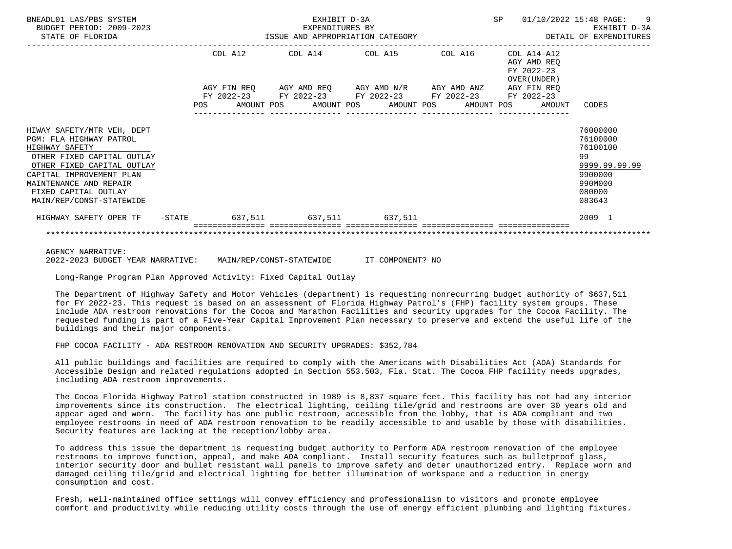BNEADL01 LAS/PBS SYSTEM
BUDGET PERIOD: 2009-2023
STATE OF FLORIDA

EXHIBIT D-3A
EXPENDITURES BY
ISSUE AND APPROPRIATION CATEGORY

SP 01/10/2022 15:48
EXHIBIT D-3A
DETAIL OF EXPENDITURES

| | COL A12 AGY FIN REQ FY 2022-23 POS AMOUNT | COL A14 AGY AMD REQ FY 2022-23 POS AMOUNT | COL A15 AGY AMD N/R FY 2022-23 POS AMOUNT | COL A16 AGY AMD ANZ FY 2022-23 POS AMOUNT | COL A14-A12 AGY AMD REQ FY 2022-23 OVER(UNDER) AGY FIN REQ FY 2022-23 POS AMOUNT | CODES |
|---|---|---|---|---|---|---|
| HIWAY SAFETY/MTR VEH, DEPT | | | | | | 76000000 |
| PGM: FLA HIGHWAY PATROL | | | | | | 76100000 |
| HIGHWAY SAFETY | | | | | | 76100100 |
| OTHER FIXED CAPITAL OUTLAY | | | | | | 99 |
| OTHER FIXED CAPITAL OUTLAY | | | | | | 9999.99.99.99 |
| CAPITAL IMPROVEMENT PLAN | | | | | | 9900000 |
| MAINTENANCE AND REPAIR | | | | | | 990M000 |
| FIXED CAPITAL OUTLAY | | | | | | 080000 |
| MAIN/REP/CONST-STATEWIDE | | | | | | 083643 |
| HIGHWAY SAFETY OPER TF -STATE | 637,511 | 637,511 | 637,511 | | | 2009 1 |

AGENCY NARRATIVE:
2022-2023 BUDGET YEAR NARRATIVE: MAIN/REP/CONST-STATEWIDE IT COMPONENT? NO

Long-Range Program Plan Approved Activity: Fixed Capital Outlay

The Department of Highway Safety and Motor Vehicles (department) is requesting nonrecurring budget authority of $637,511 for FY 2022-23. This request is based on an assessment of Florida Highway Patrol's (FHP) facility system groups. These include ADA restroom renovations for the Cocoa and Marathon Facilities and security upgrades for the Cocoa Facility. The requested funding is part of a Five-Year Capital Improvement Plan necessary to preserve and extend the useful life of the buildings and their major components.

FHP COCOA FACILITY - ADA RESTROOM RENOVATION AND SECURITY UPGRADES: $352,784

All public buildings and facilities are required to comply with the Americans with Disabilities Act (ADA) Standards for Accessible Design and related regulations adopted in Section 553.503, Fla. Stat. The Cocoa FHP facility needs upgrades, including ADA restroom improvements.

The Cocoa Florida Highway Patrol station constructed in 1989 is 8,837 square feet. This facility has not had any interior improvements since its construction. The electrical lighting, ceiling tile/grid and restrooms are over 30 years old and appear aged and worn. The facility has one public restroom, accessible from the lobby, that is ADA compliant and two employee restrooms in need of ADA restroom renovation to be readily accessible to and usable by those with disabilities. Security features are lacking at the reception/lobby area.

To address this issue the department is requesting budget authority to Perform ADA restroom renovation of the employee restrooms to improve function, appeal, and make ADA compliant. Install security features such as bulletproof glass, interior security door and bullet resistant wall panels to improve safety and deter unauthorized entry. Replace worn and damaged ceiling tile/grid and electrical lighting for better illumination of workspace and a reduction in energy consumption and cost.

Fresh, well-maintained office settings will convey efficiency and professionalism to visitors and promote employee comfort and productivity while reducing utility costs through the use of energy efficient plumbing and lighting fixtures.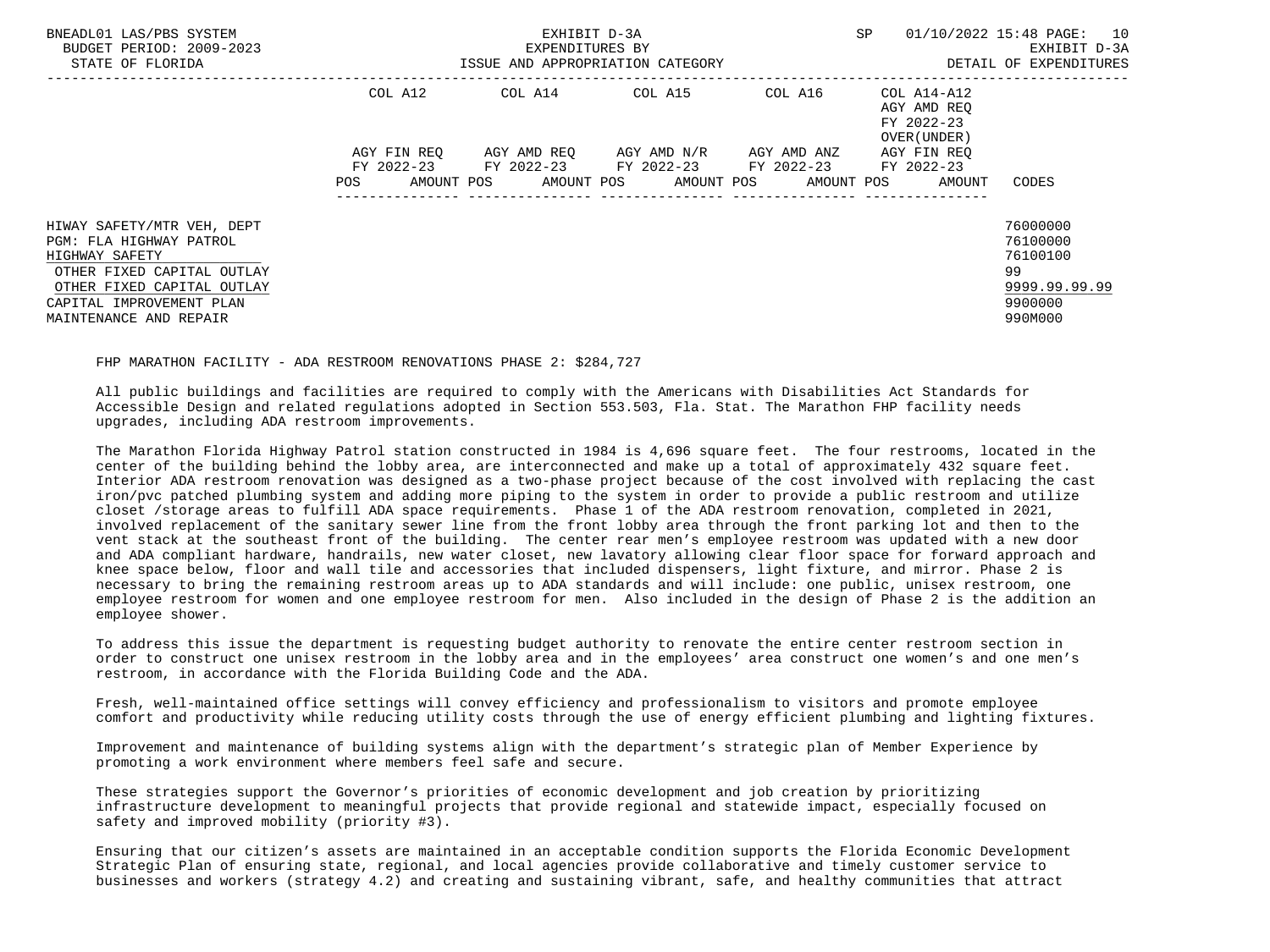BNEADL01 LAS/PBS SYSTEM | EXHIBIT D-3A | SP 01/10/2022 15:48
BUDGET PERIOD: 2009-2023 | EXPENDITURES BY | EXHIBIT D-3A
STATE OF FLORIDA | ISSUE AND APPROPRIATION CATEGORY | DETAIL OF EXPENDITURES

| | COL A12 AGY FIN REQ FY 2022-23 POS AMOUNT | COL A14 AGY AMD REQ FY 2022-23 POS AMOUNT | COL A15 AGY AMD N/R FY 2022-23 POS AMOUNT | COL A16 AGY AMD ANZ FY 2022-23 POS AMOUNT | COL A14-A12 AGY AMD REQ FY 2022-23 OVER(UNDER) AGY FIN REQ FY 2022-23 POS AMOUNT | CODES |
|---|---|---|---|---|---|---|
| HIWAY SAFETY/MTR VEH, DEPT | | | | | | 76000000 |
| PGM: FLA HIGHWAY PATROL | | | | | | 76100000 |
| HIGHWAY SAFETY | | | | | | 76100100 |
| OTHER FIXED CAPITAL OUTLAY | | | | | | 99 |
| OTHER FIXED CAPITAL OUTLAY | | | | | | 9999.99.99.99 |
| CAPITAL IMPROVEMENT PLAN | | | | | | 9900000 |
| MAINTENANCE AND REPAIR | | | | | | 990M000 |

FHP MARATHON FACILITY - ADA RESTROOM RENOVATIONS PHASE 2: $284,727

All public buildings and facilities are required to comply with the Americans with Disabilities Act Standards for Accessible Design and related regulations adopted in Section 553.503, Fla. Stat. The Marathon FHP facility needs upgrades, including ADA restroom improvements.

The Marathon Florida Highway Patrol station constructed in 1984 is 4,696 square feet. The four restrooms, located in the center of the building behind the lobby area, are interconnected and make up a total of approximately 432 square feet. Interior ADA restroom renovation was designed as a two-phase project because of the cost involved with replacing the cast iron/pvc patched plumbing system and adding more piping to the system in order to provide a public restroom and utilize closet /storage areas to fulfill ADA space requirements. Phase 1 of the ADA restroom renovation, completed in 2021, involved replacement of the sanitary sewer line from the front lobby area through the front parking lot and then to the vent stack at the southeast front of the building. The center rear men's employee restroom was updated with a new door and ADA compliant hardware, handrails, new water closet, new lavatory allowing clear floor space for forward approach and knee space below, floor and wall tile and accessories that included dispensers, light fixture, and mirror. Phase 2 is necessary to bring the remaining restroom areas up to ADA standards and will include: one public, unisex restroom, one employee restroom for women and one employee restroom for men. Also included in the design of Phase 2 is the addition an employee shower.

To address this issue the department is requesting budget authority to renovate the entire center restroom section in order to construct one unisex restroom in the lobby area and in the employees' area construct one women's and one men's restroom, in accordance with the Florida Building Code and the ADA.

Fresh, well-maintained office settings will convey efficiency and professionalism to visitors and promote employee comfort and productivity while reducing utility costs through the use of energy efficient plumbing and lighting fixtures.

Improvement and maintenance of building systems align with the department's strategic plan of Member Experience by promoting a work environment where members feel safe and secure.

These strategies support the Governor's priorities of economic development and job creation by prioritizing infrastructure development to meaningful projects that provide regional and statewide impact, especially focused on safety and improved mobility (priority #3).

Ensuring that our citizen's assets are maintained in an acceptable condition supports the Florida Economic Development Strategic Plan of ensuring state, regional, and local agencies provide collaborative and timely customer service to businesses and workers (strategy 4.2) and creating and sustaining vibrant, safe, and healthy communities that attract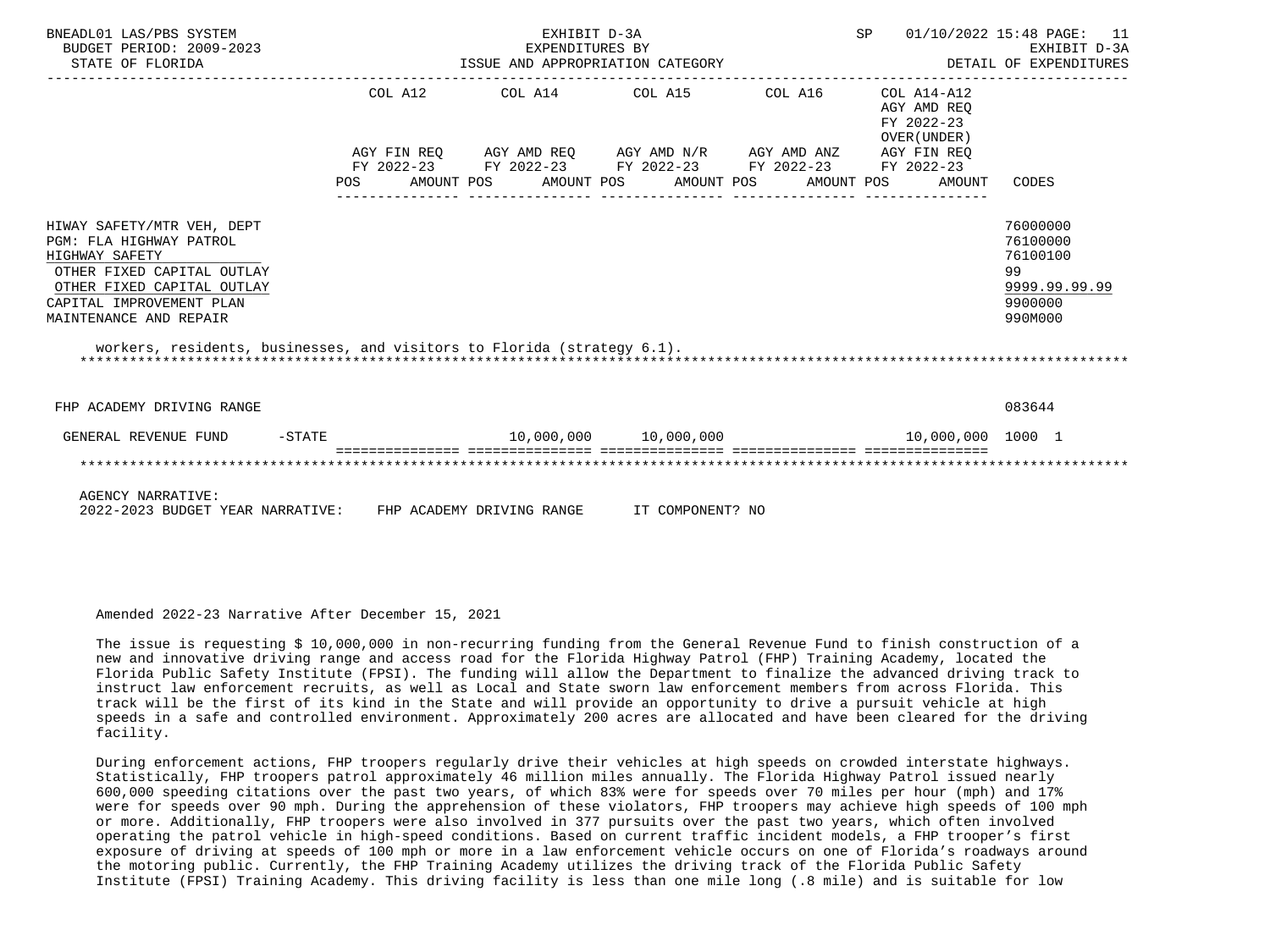| | COL A12 | | COL A14 | | COL A15 | | COL A16 | | COL A14-A12 AGY AMD REQ FY 2022-23 OVER(UNDER) | | |
|---|---|---|---|---|---|---|---|---|---|---|---|
| | AGY FIN REQ FY 2022-23 | | AGY AMD REQ FY 2022-23 | | AGY AMD N/R FY 2022-23 | | AGY AMD ANZ FY 2022-23 | | AGY FIN REQ FY 2022-23 | | |
| | POS | AMOUNT | POS | AMOUNT | POS | AMOUNT | POS | AMOUNT | POS | AMOUNT | CODES |
| HIWAY SAFETY/MTR VEH, DEPT | | | | | | | | | | | 76000000 |
| PGM: FLA HIGHWAY PATROL | | | | | | | | | | | 76100000 |
| HIGHWAY SAFETY | | | | | | | | | | | 76100100 |
| OTHER FIXED CAPITAL OUTLAY | | | | | | | | | | | 99 |
| OTHER FIXED CAPITAL OUTLAY | | | | | | | | | | | 9999.99.99.99 |
| CAPITAL IMPROVEMENT PLAN | | | | | | | | | | | 9900000 |
| MAINTENANCE AND REPAIR | | | | | | | | | | | 990M000 |

workers, residents, businesses, and visitors to Florida (strategy 6.1).

| | | | | | | | | | | | |
|---|---|---|---|---|---|---|---|---|---|---|---|
| FHP ACADEMY DRIVING RANGE | | | | | | | | | | | 083644 |
| GENERAL REVENUE FUND -STATE | | | | 10,000,000 | | 10,000,000 | | | | 10,000,000 | 1000 1 |

AGENCY NARRATIVE:
2022-2023 BUDGET YEAR NARRATIVE: FHP ACADEMY DRIVING RANGE IT COMPONENT? NO

Amended 2022-23 Narrative After December 15, 2021

The issue is requesting $ 10,000,000 in non-recurring funding from the General Revenue Fund to finish construction of a new and innovative driving range and access road for the Florida Highway Patrol (FHP) Training Academy, located the Florida Public Safety Institute (FPSI). The funding will allow the Department to finalize the advanced driving track to instruct law enforcement recruits, as well as Local and State sworn law enforcement members from across Florida. This track will be the first of its kind in the State and will provide an opportunity to drive a pursuit vehicle at high speeds in a safe and controlled environment. Approximately 200 acres are allocated and have been cleared for the driving facility.

During enforcement actions, FHP troopers regularly drive their vehicles at high speeds on crowded interstate highways. Statistically, FHP troopers patrol approximately 46 million miles annually. The Florida Highway Patrol issued nearly 600,000 speeding citations over the past two years, of which 83% were for speeds over 70 miles per hour (mph) and 17% were for speeds over 90 mph. During the apprehension of these violators, FHP troopers may achieve high speeds of 100 mph or more. Additionally, FHP troopers were also involved in 377 pursuits over the past two years, which often involved operating the patrol vehicle in high-speed conditions. Based on current traffic incident models, a FHP trooper's first exposure of driving at speeds of 100 mph or more in a law enforcement vehicle occurs on one of Florida's roadways around the motoring public. Currently, the FHP Training Academy utilizes the driving track of the Florida Public Safety Institute (FPSI) Training Academy. This driving facility is less than one mile long (.8 mile) and is suitable for low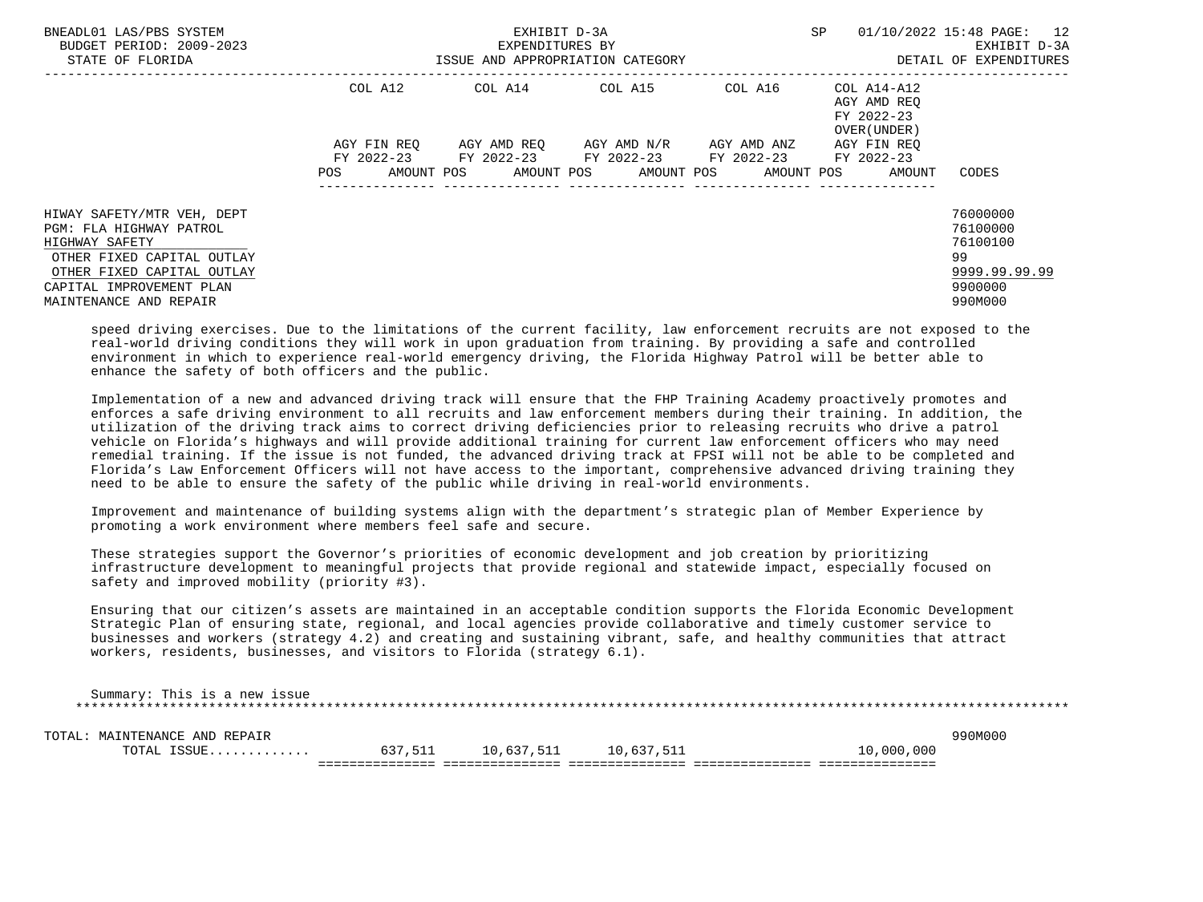| | COL A12 AGY FIN REQ FY 2022-23 POS AMOUNT | COL A14 AGY AMD REQ FY 2022-23 POS AMOUNT | COL A15 AGY AMD N/R FY 2022-23 POS AMOUNT | COL A16 AGY AMD ANZ FY 2022-23 POS AMOUNT | COL A14-A12 AGY AMD REQ FY 2022-23 OVER(UNDER) AGY FIN REQ FY 2022-23 POS AMOUNT | CODES |
|---|---|---|---|---|---|---|
| HIWAY SAFETY/MTR VEH, DEPT | | | | | | 76000000 |
| PGM: FLA HIGHWAY PATROL | | | | | | 76100000 |
| HIGHWAY SAFETY | | | | | | 76100100 |
| OTHER FIXED CAPITAL OUTLAY | | | | | | 99 |
| OTHER FIXED CAPITAL OUTLAY | | | | | | 9999.99.99.99 |
| CAPITAL IMPROVEMENT PLAN | | | | | | 9900000 |
| MAINTENANCE AND REPAIR | | | | | | 990M000 |

speed driving exercises. Due to the limitations of the current facility, law enforcement recruits are not exposed to the real-world driving conditions they will work in upon graduation from training. By providing a safe and controlled environment in which to experience real-world emergency driving, the Florida Highway Patrol will be better able to enhance the safety of both officers and the public.

Implementation of a new and advanced driving track will ensure that the FHP Training Academy proactively promotes and enforces a safe driving environment to all recruits and law enforcement members during their training. In addition, the utilization of the driving track aims to correct driving deficiencies prior to releasing recruits who drive a patrol vehicle on Florida's highways and will provide additional training for current law enforcement officers who may need remedial training. If the issue is not funded, the advanced driving track at FPSI will not be able to be completed and Florida's Law Enforcement Officers will not have access to the important, comprehensive advanced driving training they need to be able to ensure the safety of the public while driving in real-world environments.

Improvement and maintenance of building systems align with the department's strategic plan of Member Experience by promoting a work environment where members feel safe and secure.

These strategies support the Governor's priorities of economic development and job creation by prioritizing infrastructure development to meaningful projects that provide regional and statewide impact, especially focused on safety and improved mobility (priority #3).

Ensuring that our citizen's assets are maintained in an acceptable condition supports the Florida Economic Development Strategic Plan of ensuring state, regional, and local agencies provide collaborative and timely customer service to businesses and workers (strategy 4.2) and creating and sustaining vibrant, safe, and healthy communities that attract workers, residents, businesses, and visitors to Florida (strategy 6.1).

Summary: This is a new issue

| | COL A12 | COL A14 | COL A15 | COL A16 | COL A14-A12 | CODES |
|---|---|---|---|---|---|---|
| TOTAL: MAINTENANCE AND REPAIR | | | | | | 990M000 |
| TOTAL ISSUE............ | 637,511 | 10,637,511 | 10,637,511 | | 10,000,000 | |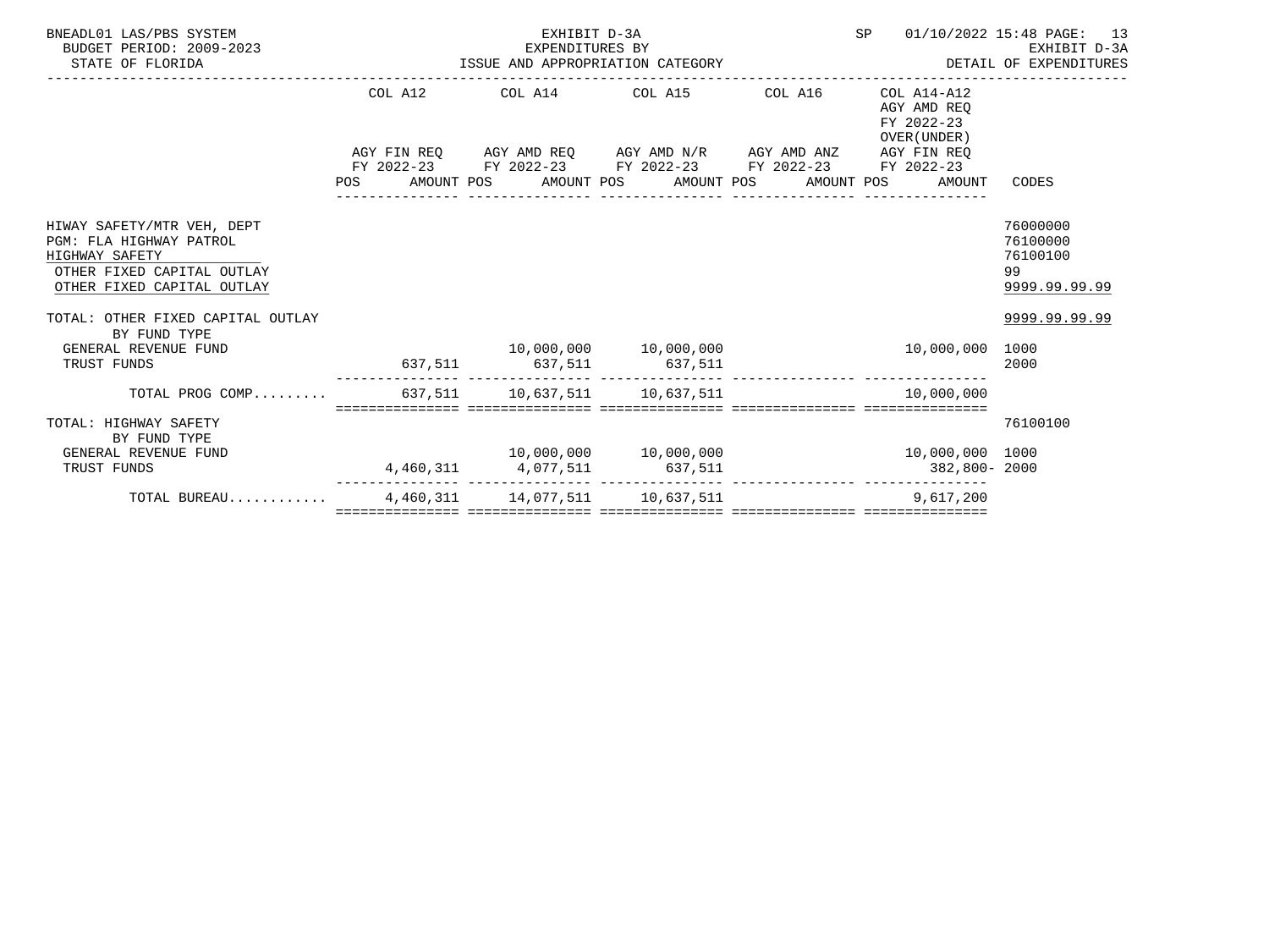BNEADL01 LAS/PBS SYSTEM
BUDGET PERIOD: 2009-2023
STATE OF FLORIDA

EXHIBIT D-3A
EXPENDITURES BY
ISSUE AND APPROPRIATION CATEGORY

SP 01/10/2022 15:48 PAGE: 13
EXHIBIT D-3A
DETAIL OF EXPENDITURES

| | COL A12 AGY FIN REQ FY 2022-23 POS AMOUNT | COL A14 AGY AMD REQ FY 2022-23 POS AMOUNT | COL A15 AGY AMD N/R FY 2022-23 POS AMOUNT | COL A16 AGY AMD ANZ FY 2022-23 POS AMOUNT | COL A14-A12 AGY AMD REQ FY 2022-23 OVER(UNDER) AGY FIN REQ FY 2022-23 POS AMOUNT | CODES |
|---|---|---|---|---|---|---|
| HIWAY SAFETY/MTR VEH, DEPT | | | | | | 76000000 |
| PGM: FLA HIGHWAY PATROL | | | | | | 76100000 |
| HIGHWAY SAFETY | | | | | | 76100100 |
| OTHER FIXED CAPITAL OUTLAY | | | | | | 99 |
| OTHER FIXED CAPITAL OUTLAY | | | | | | 9999.99.99.99 |
| TOTAL: OTHER FIXED CAPITAL OUTLAY | | | | | | 9999.99.99.99 |
| BY FUND TYPE | | | | | | |
| GENERAL REVENUE FUND | | 10,000,000 | 10,000,000 | | 10,000,000 | 1000 |
| TRUST FUNDS | 637,511 | 637,511 | 637,511 | | | 2000 |
| TOTAL PROG COMP......... | 637,511 | 10,637,511 | 10,637,511 | | 10,000,000 | |
| TOTAL: HIGHWAY SAFETY | | | | | | 76100100 |
| BY FUND TYPE | | | | | | |
| GENERAL REVENUE FUND | | 10,000,000 | 10,000,000 | | 10,000,000 | 1000 |
| TRUST FUNDS | 4,460,311 | 4,077,511 | 637,511 | | 382,800- | 2000 |
| TOTAL BUREAU........... | 4,460,311 | 14,077,511 | 10,637,511 | | 9,617,200 | |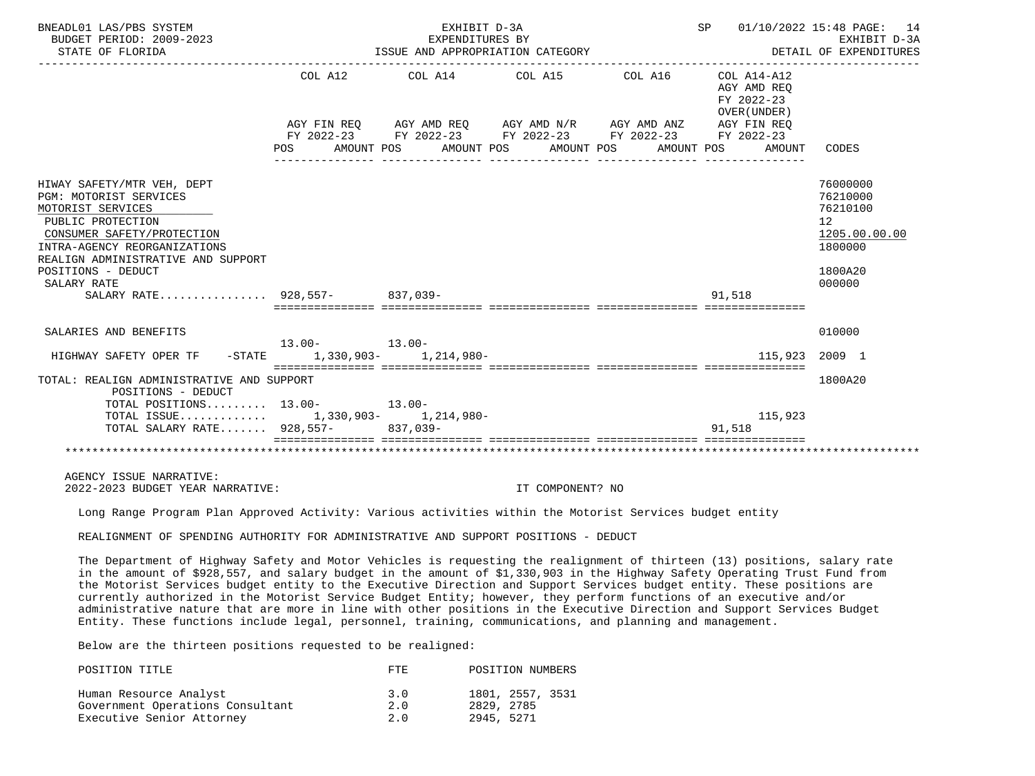BNEADL01 LAS/PBS SYSTEM — EXHIBIT D-3A — EXPENDITURES BY ISSUE AND APPROPRIATION CATEGORY
BUDGET PERIOD: 2009-2023 — STATE OF FLORIDA
SP 01/10/2022 15:48 — EXHIBIT D-3A — DETAIL OF EXPENDITURES

| | COL A12 AGY FIN REQ FY 2022-23 POS AMOUNT | COL A14 AGY AMD REQ FY 2022-23 POS AMOUNT | COL A15 AGY AMD N/R FY 2022-23 POS AMOUNT | COL A16 AGY AMD ANZ FY 2022-23 POS AMOUNT | COL A14-A12 AGY AMD REQ FY 2022-23 OVER(UNDER) AGY FIN REQ FY 2022-23 POS AMOUNT | CODES |
|---|---|---|---|---|---|---|
| HIWAY SAFETY/MTR VEH, DEPT | | | | | | 76000000 |
| PGM: MOTORIST SERVICES | | | | | | 76210000 |
| MOTORIST SERVICES | | | | | | 76210100 |
| PUBLIC PROTECTION | | | | | | 12 |
| CONSUMER SAFETY/PROTECTION | | | | | | 1205.00.00.00 |
| INTRA-AGENCY REORGANIZATIONS | | | | | | 1800000 |
| REALIGN ADMINISTRATIVE AND SUPPORT POSITIONS - DEDUCT | | | | | | 1800A20 |
| SALARY RATE | | | | | | 000000 |
| SALARY RATE................ | 928,557- | 837,039- | | | 91,518 | |
| SALARIES AND BENEFITS | | | | | | 010000 |
| | 13.00- | 13.00- | | | | |
| HIGHWAY SAFETY OPER TF -STATE | 1,330,903- | 1,214,980- | | | 115,923 | 2009 1 |
| TOTAL: REALIGN ADMINISTRATIVE AND SUPPORT POSITIONS - DEDUCT | | | | | | 1800A20 |
| TOTAL POSITIONS......... | 13.00- | 13.00- | | | | |
| TOTAL ISSUE............ | 1,330,903- | 1,214,980- | | | 115,923 | |
| TOTAL SALARY RATE....... | 928,557- | 837,039- | | | 91,518 | |

AGENCY ISSUE NARRATIVE:
2022-2023 BUDGET YEAR NARRATIVE: IT COMPONENT? NO

Long Range Program Plan Approved Activity: Various activities within the Motorist Services budget entity

REALIGNMENT OF SPENDING AUTHORITY FOR ADMINISTRATIVE AND SUPPORT POSITIONS - DEDUCT

The Department of Highway Safety and Motor Vehicles is requesting the realignment of thirteen (13) positions, salary rate in the amount of $928,557, and salary budget in the amount of $1,330,903 in the Highway Safety Operating Trust Fund from the Motorist Services budget entity to the Executive Direction and Support Services budget entity. These positions are currently authorized in the Motorist Service Budget Entity; however, they perform functions of an executive and/or administrative nature that are more in line with other positions in the Executive Direction and Support Services Budget Entity. These functions include legal, personnel, training, communications, and planning and management.

Below are the thirteen positions requested to be realigned:

| POSITION TITLE | FTE | POSITION NUMBERS |
|---|---|---|
| Human Resource Analyst | 3.0 | 1801, 2557, 3531 |
| Government Operations Consultant | 2.0 | 2829, 2785 |
| Executive Senior Attorney | 2.0 | 2945, 5271 |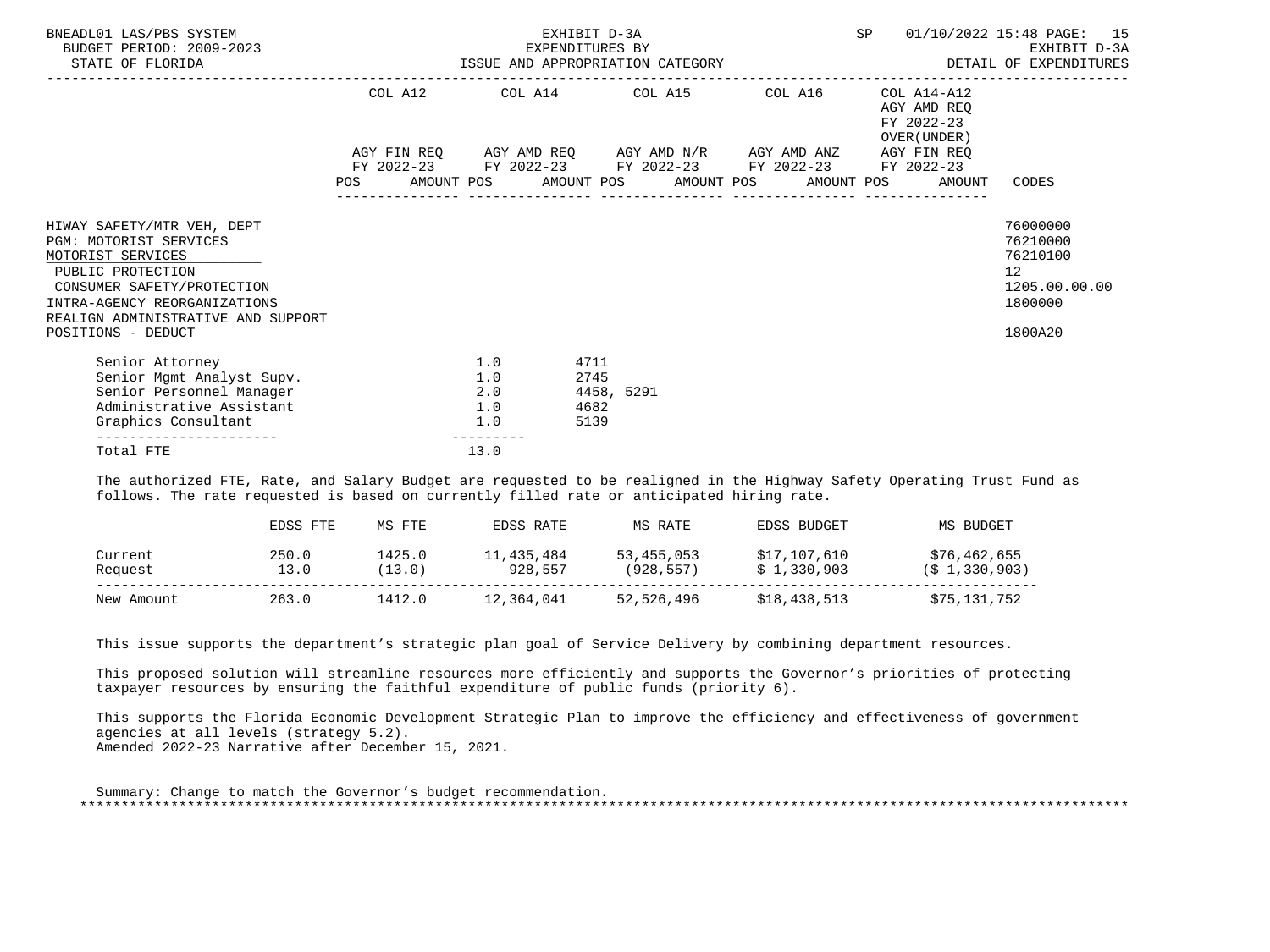BNEADL01 LAS/PBS SYSTEM — EXHIBIT D-3A — EXPENDITURES BY ISSUE AND APPROPRIATION CATEGORY — SP 01/10/2022 15:48

BUDGET PERIOD: 2009-2023 — STATE OF FLORIDA — EXHIBIT D-3A — DETAIL OF EXPENDITURES

| | COL A12 AGY FIN REQ FY 2022-23 POS AMOUNT | COL A14 AGY AMD REQ FY 2022-23 POS AMOUNT | COL A15 AGY AMD N/R FY 2022-23 POS AMOUNT | COL A16 AGY AMD ANZ FY 2022-23 POS AMOUNT | COL A14-A12 AGY AMD REQ FY 2022-23 OVER(UNDER) AGY FIN REQ FY 2022-23 POS AMOUNT | CODES |
|---|---|---|---|---|---|---|
| HIWAY SAFETY/MTR VEH, DEPT | | | | | | 76000000 |
| PGM: MOTORIST SERVICES | | | | | | 76210000 |
| MOTORIST SERVICES | | | | | | 76210100 |
| PUBLIC PROTECTION | | | | | | 12 |
| CONSUMER SAFETY/PROTECTION | | | | | | 1205.00.00.00 |
| INTRA-AGENCY REORGANIZATIONS | | | | | | 1800000 |
| REALIGN ADMINISTRATIVE AND SUPPORT POSITIONS - DEDUCT | | | | | | 1800A20 |

| | | |
|---|---|---|
| Senior Attorney | 1.0 | 4711 |
| Senior Mgmt Analyst Supv. | 1.0 | 2745 |
| Senior Personnel Manager | 2.0 | 4458, 5291 |
| Administrative Assistant | 1.0 | 4682 |
| Graphics Consultant | 1.0 | 5139 |
| Total FTE | 13.0 | |

The authorized FTE, Rate, and Salary Budget are requested to be realigned in the Highway Safety Operating Trust Fund as follows. The rate requested is based on currently filled rate or anticipated hiring rate.

| | EDSS FTE | MS FTE | EDSS RATE | MS RATE | EDSS BUDGET | MS BUDGET |
|---|---|---|---|---|---|---|
| Current | 250.0 | 1425.0 | 11,435,484 | 53,455,053 | $17,107,610 | $76,462,655 |
| Request | 13.0 | (13.0) | 928,557 | (928,557) | $ 1,330,903 | ($ 1,330,903) |
| New Amount | 263.0 | 1412.0 | 12,364,041 | 52,526,496 | $18,438,513 | $75,131,752 |

This issue supports the department's strategic plan goal of Service Delivery by combining department resources.

This proposed solution will streamline resources more efficiently and supports the Governor's priorities of protecting taxpayer resources by ensuring the faithful expenditure of public funds (priority 6).

This supports the Florida Economic Development Strategic Plan to improve the efficiency and effectiveness of government agencies at all levels (strategy 5.2).
Amended 2022-23 Narrative after December 15, 2021.

Summary: Change to match the Governor's budget recommendation.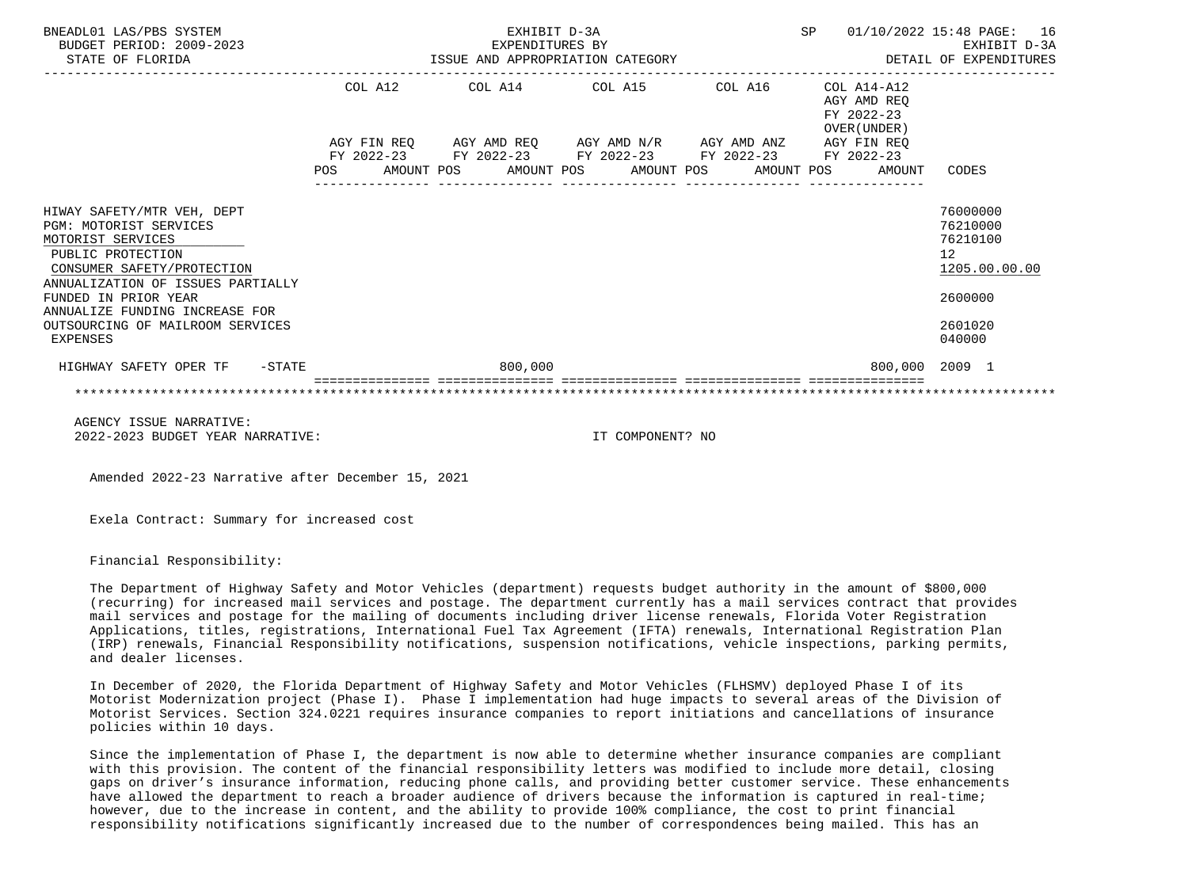| | COL A12 | COL A14 | COL A15 | COL A16 | COL A14-A12 | |
|---|---|---|---|---|---|---|
| | AGY FIN REQ FY 2022-23 POS AMOUNT | AGY AMD REQ FY 2022-23 POS AMOUNT | AGY AMD N/R FY 2022-23 POS AMOUNT | AGY AMD ANZ FY 2022-23 POS AMOUNT | AGY AMD REQ FY 2022-23 OVER(UNDER) AGY FIN REQ FY 2022-23 POS AMOUNT | CODES |
| HIWAY SAFETY/MTR VEH, DEPT | | | | | | 76000000 |
| PGM: MOTORIST SERVICES | | | | | | 76210000 |
| MOTORIST SERVICES | | | | | | 76210100 |
| PUBLIC PROTECTION | | | | | | 12 |
| CONSUMER SAFETY/PROTECTION | | | | | | 1205.00.00.00 |
| ANNUALIZATION OF ISSUES PARTIALLY FUNDED IN PRIOR YEAR | | | | | | 2600000 |
| ANNUALIZE FUNDING INCREASE FOR OUTSOURCING OF MAILROOM SERVICES | | | | | | 2601020 |
| EXPENSES | | | | | | 040000 |
| HIGHWAY SAFETY OPER TF -STATE | | 800,000 | | | 800,000 | 2009 1 |

AGENCY ISSUE NARRATIVE:
2022-2023 BUDGET YEAR NARRATIVE: IT COMPONENT? NO

Amended 2022-23 Narrative after December 15, 2021

Exela Contract: Summary for increased cost

Financial Responsibility:

The Department of Highway Safety and Motor Vehicles (department) requests budget authority in the amount of $800,000 (recurring) for increased mail services and postage. The department currently has a mail services contract that provides mail services and postage for the mailing of documents including driver license renewals, Florida Voter Registration Applications, titles, registrations, International Fuel Tax Agreement (IFTA) renewals, International Registration Plan (IRP) renewals, Financial Responsibility notifications, suspension notifications, vehicle inspections, parking permits, and dealer licenses.

In December of 2020, the Florida Department of Highway Safety and Motor Vehicles (FLHSMV) deployed Phase I of its Motorist Modernization project (Phase I). Phase I implementation had huge impacts to several areas of the Division of Motorist Services. Section 324.0221 requires insurance companies to report initiations and cancellations of insurance policies within 10 days.

Since the implementation of Phase I, the department is now able to determine whether insurance companies are compliant with this provision. The content of the financial responsibility letters was modified to include more detail, closing gaps on driver's insurance information, reducing phone calls, and providing better customer service. These enhancements have allowed the department to reach a broader audience of drivers because the information is captured in real-time; however, due to the increase in content, and the ability to provide 100% compliance, the cost to print financial responsibility notifications significantly increased due to the number of correspondences being mailed. This has an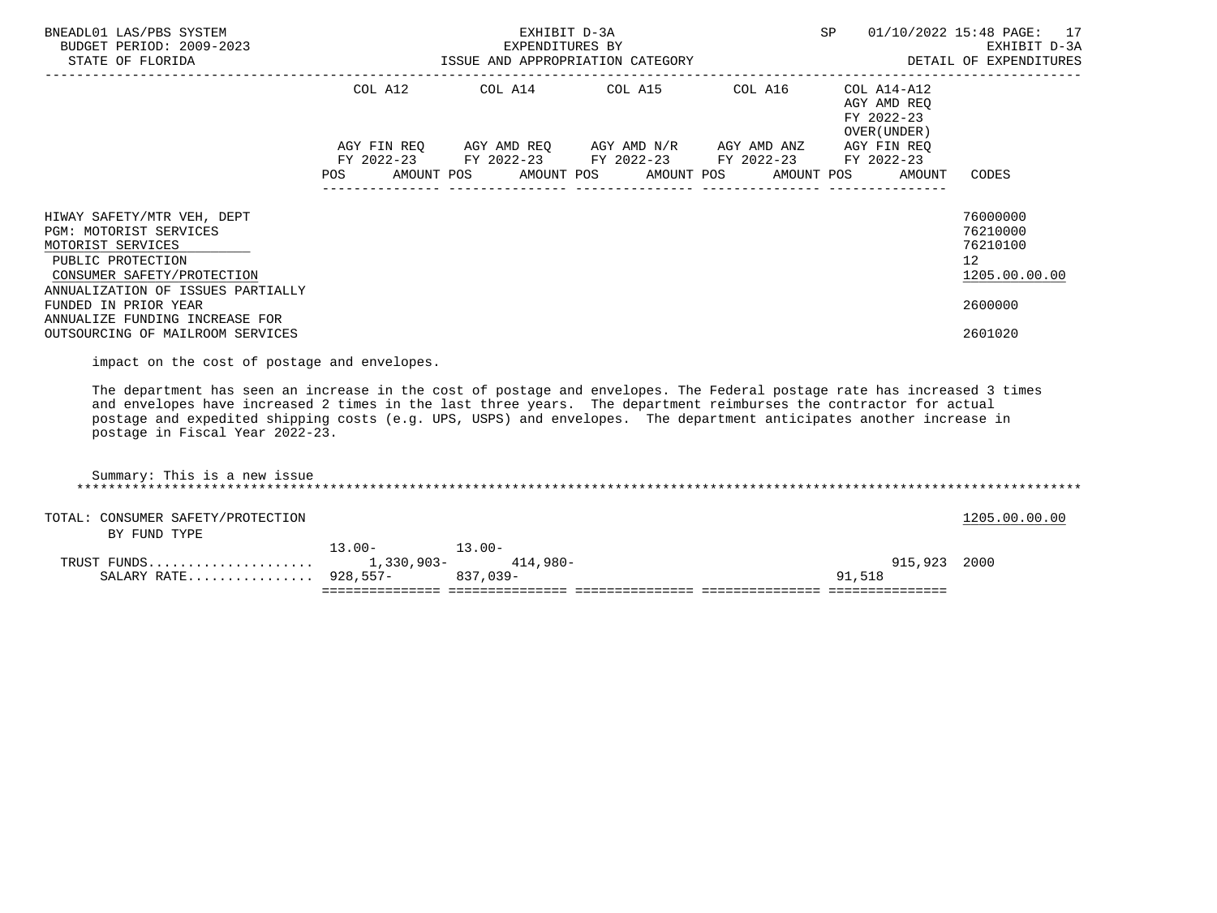BNEADL01 LAS/PBS SYSTEM — BUDGET PERIOD: 2009-2023 — STATE OF FLORIDA

EXHIBIT D-3A — EXPENDITURES BY ISSUE AND APPROPRIATION CATEGORY

SP 01/10/2022 15:48 — EXHIBIT D-3A — DETAIL OF EXPENDITURES

| | COL A12 AGY FIN REQ FY 2022-23 POS | AMOUNT | COL A14 AGY AMD REQ FY 2022-23 POS | AMOUNT | COL A15 AGY AMD N/R FY 2022-23 POS | AMOUNT | COL A16 AGY AMD ANZ FY 2022-23 POS | AMOUNT | COL A14-A12 AGY AMD REQ FY 2022-23 OVER(UNDER) AGY FIN REQ FY 2022-23 POS | AMOUNT | CODES |
|---|---|---|---|---|---|---|---|---|---|---|---|
| HIWAY SAFETY/MTR VEH, DEPT | | | | | | | | | | | 76000000 |
| PGM: MOTORIST SERVICES | | | | | | | | | | | 76210000 |
| MOTORIST SERVICES | | | | | | | | | | | 76210100 |
| PUBLIC PROTECTION | | | | | | | | | | | 12 |
| CONSUMER SAFETY/PROTECTION | | | | | | | | | | | 1205.00.00.00 |
| ANNUALIZATION OF ISSUES PARTIALLY FUNDED IN PRIOR YEAR | | | | | | | | | | | 2600000 |
| ANNUALIZE FUNDING INCREASE FOR OUTSOURCING OF MAILROOM SERVICES | | | | | | | | | | | 2601020 |

impact on the cost of postage and envelopes.

The department has seen an increase in the cost of postage and envelopes. The Federal postage rate has increased 3 times and envelopes have increased 2 times in the last three years. The department reimburses the contractor for actual postage and expedited shipping costs (e.g. UPS, USPS) and envelopes. The department anticipates another increase in postage in Fiscal Year 2022-23.

Summary: This is a new issue

| | COL A12 POS | AMOUNT | COL A14 POS | AMOUNT | COL A15 POS | AMOUNT | COL A16 POS | AMOUNT | COL A14-A12 POS | AMOUNT | CODES |
|---|---|---|---|---|---|---|---|---|---|---|---|
| TOTAL: CONSUMER SAFETY/PROTECTION | | | | | | | | | | | 1205.00.00.00 |
| BY FUND TYPE | | | | | | | | | | | |
| TRUST FUNDS | 13.00- | 1,330,903- | 13.00- | 414,980- | | | | | | 915,923 | 2000 |
| SALARY RATE | 928,557- | | 837,039- | | | | | | 91,518 | | |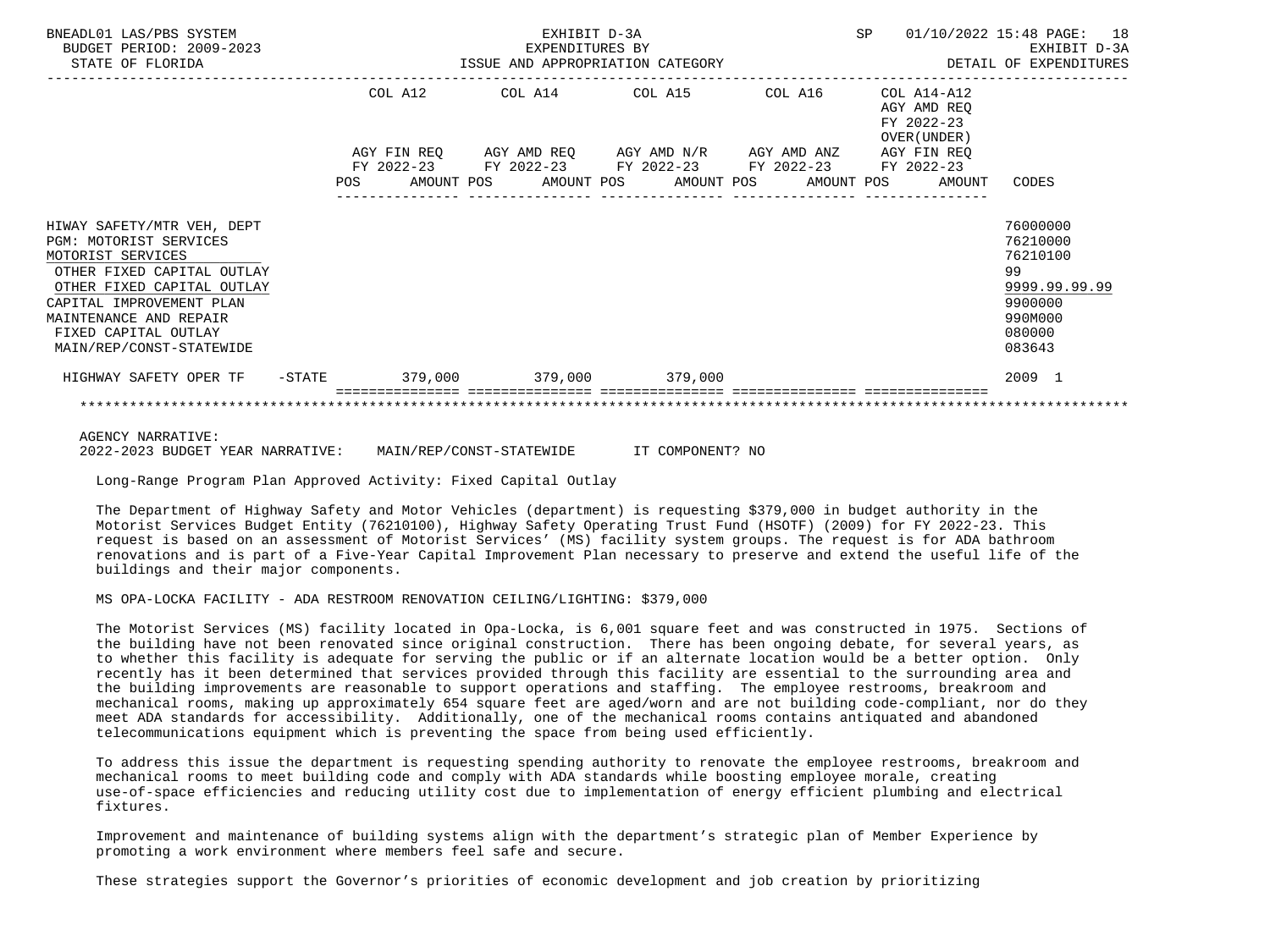| | COL A12 | COL A14 | COL A15 | COL A16 | COL A14-A12 AGY AMD REQ FY 2022-23 OVER(UNDER) | |
|---|---|---|---|---|---|---|
| | AGY FIN REQ FY 2022-23 | AGY AMD REQ FY 2022-23 | AGY AMD N/R FY 2022-23 | AGY AMD ANZ FY 2022-23 | AGY FIN REQ FY 2022-23 | |
| | POS AMOUNT | POS AMOUNT | POS AMOUNT | POS AMOUNT | POS AMOUNT | CODES |
| HIWAY SAFETY/MTR VEH, DEPT | | | | | | 76000000 |
| PGM: MOTORIST SERVICES | | | | | | 76210000 |
| MOTORIST SERVICES | | | | | | 76210100 |
| OTHER FIXED CAPITAL OUTLAY | | | | | | 99 |
| OTHER FIXED CAPITAL OUTLAY | | | | | | 9999.99.99.99 |
| CAPITAL IMPROVEMENT PLAN | | | | | | 9900000 |
| MAINTENANCE AND REPAIR | | | | | | 990M000 |
| FIXED CAPITAL OUTLAY | | | | | | 080000 |
| MAIN/REP/CONST-STATEWIDE | | | | | | 083643 |
| HIGHWAY SAFETY OPER TF -STATE | 379,000 | 379,000 | 379,000 | | | 2009 1 |

AGENCY NARRATIVE:
2022-2023 BUDGET YEAR NARRATIVE: MAIN/REP/CONST-STATEWIDE IT COMPONENT? NO

Long-Range Program Plan Approved Activity: Fixed Capital Outlay

The Department of Highway Safety and Motor Vehicles (department) is requesting $379,000 in budget authority in the Motorist Services Budget Entity (76210100), Highway Safety Operating Trust Fund (HSOTF) (2009) for FY 2022-23. This request is based on an assessment of Motorist Services' (MS) facility system groups. The request is for ADA bathroom renovations and is part of a Five-Year Capital Improvement Plan necessary to preserve and extend the useful life of the buildings and their major components.

MS OPA-LOCKA FACILITY - ADA RESTROOM RENOVATION CEILING/LIGHTING: $379,000

The Motorist Services (MS) facility located in Opa-Locka, is 6,001 square feet and was constructed in 1975. Sections of the building have not been renovated since original construction. There has been ongoing debate, for several years, as to whether this facility is adequate for serving the public or if an alternate location would be a better option. Only recently has it been determined that services provided through this facility are essential to the surrounding area and the building improvements are reasonable to support operations and staffing. The employee restrooms, breakroom and mechanical rooms, making up approximately 654 square feet are aged/worn and are not building code-compliant, nor do they meet ADA standards for accessibility. Additionally, one of the mechanical rooms contains antiquated and abandoned telecommunications equipment which is preventing the space from being used efficiently.

To address this issue the department is requesting spending authority to renovate the employee restrooms, breakroom and mechanical rooms to meet building code and comply with ADA standards while boosting employee morale, creating use-of-space efficiencies and reducing utility cost due to implementation of energy efficient plumbing and electrical fixtures.

Improvement and maintenance of building systems align with the department's strategic plan of Member Experience by promoting a work environment where members feel safe and secure.

These strategies support the Governor's priorities of economic development and job creation by prioritizing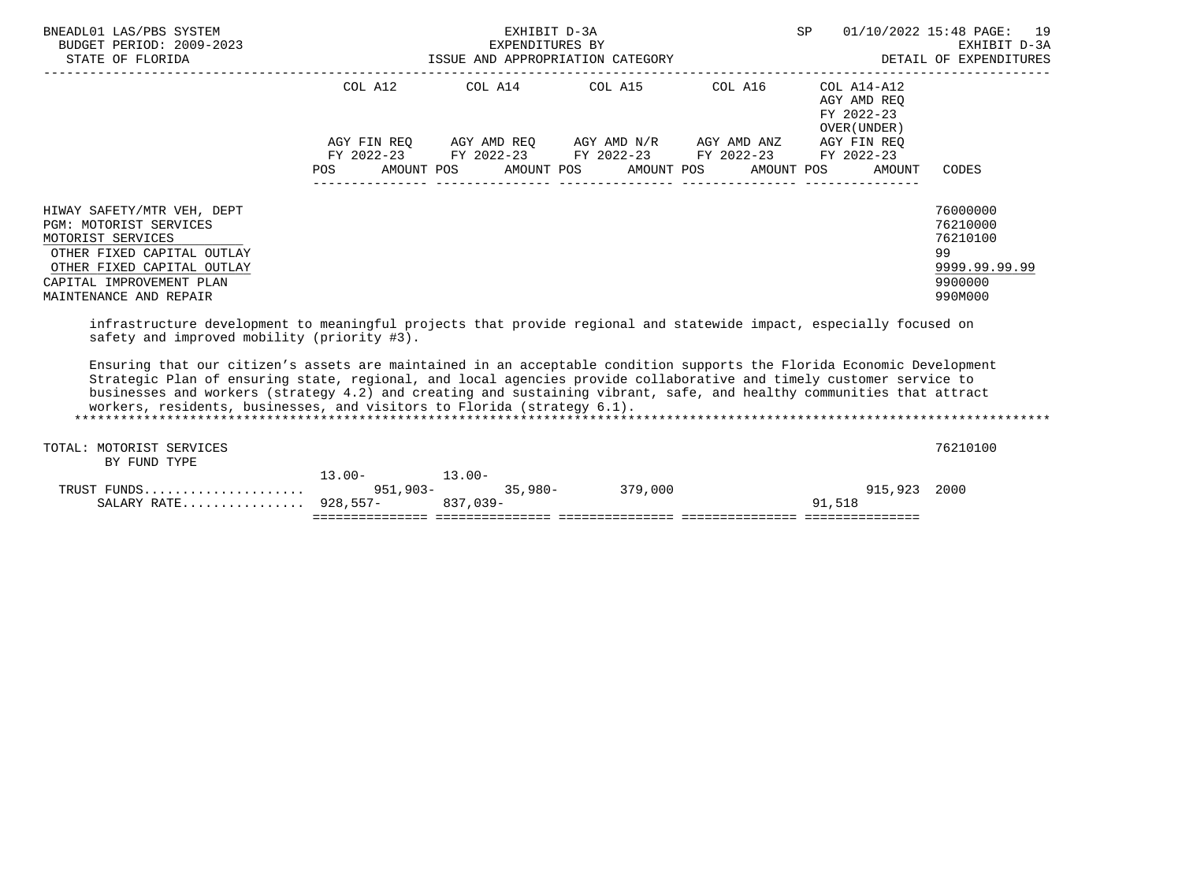BNEADL01 LAS/PBS SYSTEM
BUDGET PERIOD: 2009-2023
STATE OF FLORIDA

EXHIBIT D-3A
EXPENDITURES BY
ISSUE AND APPROPRIATION CATEGORY

SP 01/10/2022 15:48

EXHIBIT D-3A
DETAIL OF EXPENDITURES

| | COL A12 AGY FIN REQ FY 2022-23 POS AMOUNT | COL A14 AGY AMD REQ FY 2022-23 POS AMOUNT | COL A15 AGY AMD N/R FY 2022-23 POS AMOUNT | COL A16 AGY AMD ANZ FY 2022-23 POS AMOUNT | COL A14-A12 AGY AMD REQ FY 2022-23 OVER(UNDER) AGY FIN REQ FY 2022-23 POS AMOUNT | CODES |
|---|---|---|---|---|---|---|
| HIWAY SAFETY/MTR VEH, DEPT | | | | | | 76000000 |
| PGM: MOTORIST SERVICES | | | | | | 76210000 |
| MOTORIST SERVICES | | | | | | 76210100 |
| OTHER FIXED CAPITAL OUTLAY | | | | | | 99 |
| OTHER FIXED CAPITAL OUTLAY | | | | | | 9999.99.99.99 |
| CAPITAL IMPROVEMENT PLAN | | | | | | 9900000 |
| MAINTENANCE AND REPAIR | | | | | | 990M000 |

infrastructure development to meaningful projects that provide regional and statewide impact, especially focused on safety and improved mobility (priority #3).

Ensuring that our citizen's assets are maintained in an acceptable condition supports the Florida Economic Development Strategic Plan of ensuring state, regional, and local agencies provide collaborative and timely customer service to businesses and workers (strategy 4.2) and creating and sustaining vibrant, safe, and healthy communities that attract workers, residents, businesses, and visitors to Florida (strategy 6.1).

| | COL A12 | COL A14 | COL A15 | COL A16 | COL A14-A12 | CODES |
|---|---|---|---|---|---|---|
| TOTAL: MOTORIST SERVICES | | | | | | 76210100 |
| BY FUND TYPE | | | | | | |
| | 13.00- | 13.00- | | | | |
| TRUST FUNDS | 951,903- | 35,980- | 379,000 | | 915,923 | 2000 |
| SALARY RATE | 928,557- | 837,039- | | | 91,518 | |